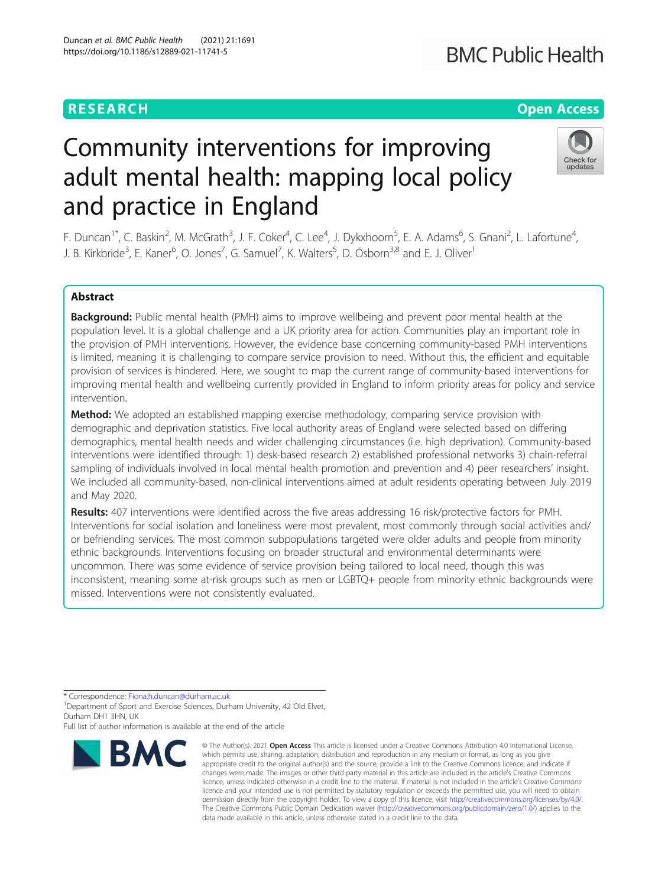RESEARCH

Open Access

# Community interventions for improving adult mental health: mapping local policy and practice in England

F. Duncan[1*], C. Baskin[2], M. McGrath[3], J. F. Coker[4], C. Lee[4], J. Dykxhoorn[5], E. A. Adams[6], S. Gnani[2], L. Lafortune[4], J. B. Kirkbride[3], E. Kaner[6], O. Jones[7], G. Samuel[7], K. Walters[5], D. Osborn[3,8] and E. J. Oliver[1]

## Abstract

**Background:** Public mental health (PMH) aims to improve wellbeing and prevent poor mental health at the population level. It is a global challenge and a UK priority area for action. Communities play an important role in the provision of PMH interventions. However, the evidence base concerning community-based PMH interventions is limited, meaning it is challenging to compare service provision to need. Without this, the efficient and equitable provision of services is hindered. Here, we sought to map the current range of community-based interventions for improving mental health and wellbeing currently provided in England to inform priority areas for policy and service intervention.

**Method:** We adopted an established mapping exercise methodology, comparing service provision with demographic and deprivation statistics. Five local authority areas of England were selected based on differing demographics, mental health needs and wider challenging circumstances (i.e. high deprivation). Community-based interventions were identified through: 1) desk-based research 2) established professional networks 3) chain-referral sampling of individuals involved in local mental health promotion and prevention and 4) peer researchers' insight. We included all community-based, non-clinical interventions aimed at adult residents operating between July 2019 and May 2020.

**Results:** 407 interventions were identified across the five areas addressing 16 risk/protective factors for PMH. Interventions for social isolation and loneliness were most prevalent, most commonly through social activities and/or befriending services. The most common subpopulations targeted were older adults and people from minority ethnic backgrounds. Interventions focusing on broader structural and environmental determinants were uncommon. There was some evidence of service provision being tailored to local need, though this was inconsistent, meaning some at-risk groups such as men or LGBTQ+ people from minority ethnic backgrounds were missed. Interventions were not consistently evaluated.

* Correspondence: Fiona.h.duncan@durham.ac.uk
[1]Department of Sport and Exercise Sciences, Durham University, 42 Old Elvet, Durham DH1 3HN, UK
Full list of author information is available at the end of the article

© The Author(s). 2021 **Open Access** This article is licensed under a Creative Commons Attribution 4.0 International License, which permits use, sharing, adaptation, distribution and reproduction in any medium or format, as long as you give appropriate credit to the original author(s) and the source, provide a link to the Creative Commons licence, and indicate if changes were made. The images or other third party material in this article are included in the article's Creative Commons licence, unless indicated otherwise in a credit line to the material. If material is not included in the article's Creative Commons licence and your intended use is not permitted by statutory regulation or exceeds the permitted use, you will need to obtain permission directly from the copyright holder. To view a copy of this licence, visit http://creativecommons.org/licenses/by/4.0/. The Creative Commons Public Domain Dedication waiver (http://creativecommons.org/publicdomain/zero/1.0/) applies to the data made available in this article, unless otherwise stated in a credit line to the data.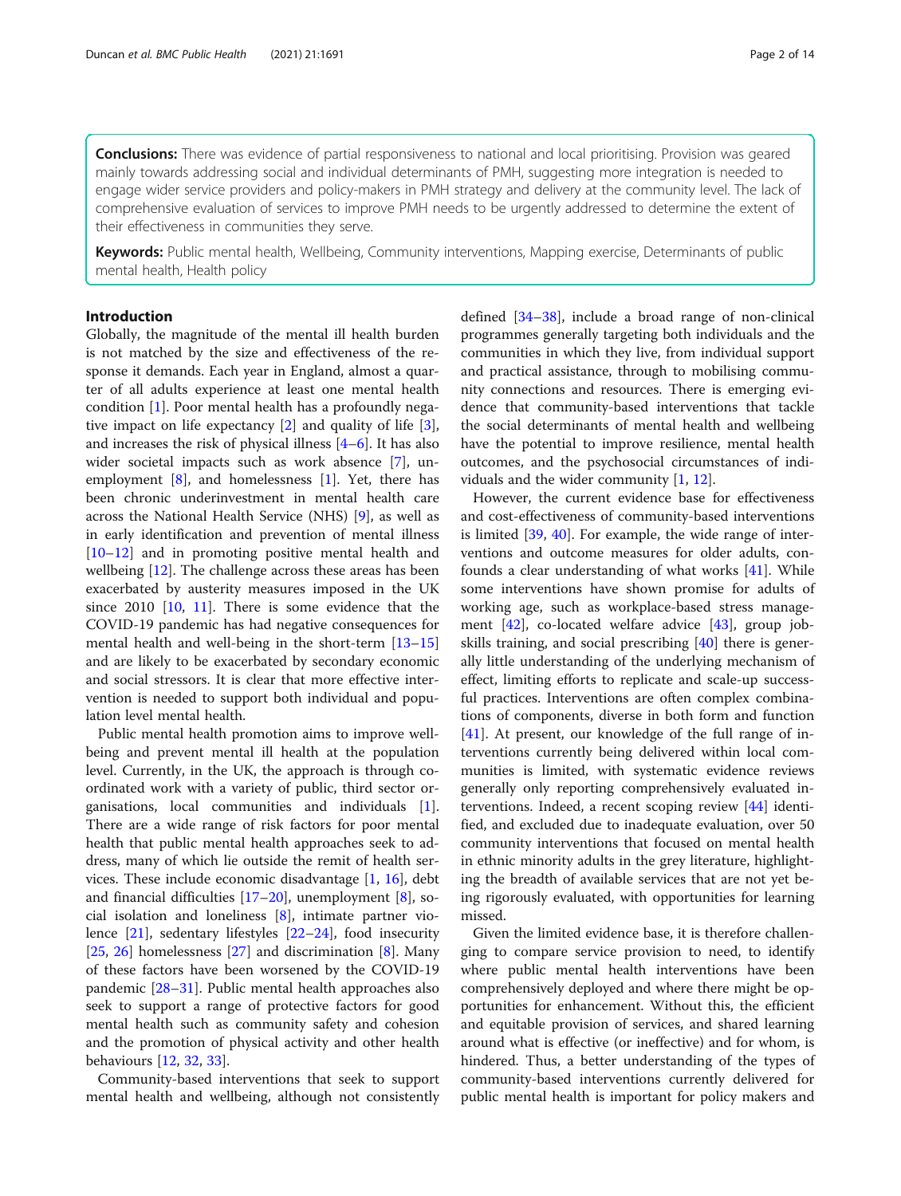**Conclusions:** There was evidence of partial responsiveness to national and local prioritising. Provision was geared mainly towards addressing social and individual determinants of PMH, suggesting more integration is needed to engage wider service providers and policy-makers in PMH strategy and delivery at the community level. The lack of comprehensive evaluation of services to improve PMH needs to be urgently addressed to determine the extent of their effectiveness in communities they serve.

**Keywords:** Public mental health, Wellbeing, Community interventions, Mapping exercise, Determinants of public mental health, Health policy

## Introduction

Globally, the magnitude of the mental ill health burden is not matched by the size and effectiveness of the response it demands. Each year in England, almost a quarter of all adults experience at least one mental health condition [1]. Poor mental health has a profoundly negative impact on life expectancy [2] and quality of life [3], and increases the risk of physical illness [4–6]. It has also wider societal impacts such as work absence [7], unemployment [8], and homelessness [1]. Yet, there has been chronic underinvestment in mental health care across the National Health Service (NHS) [9], as well as in early identification and prevention of mental illness [10–12] and in promoting positive mental health and wellbeing [12]. The challenge across these areas has been exacerbated by austerity measures imposed in the UK since 2010 [10, 11]. There is some evidence that the COVID-19 pandemic has had negative consequences for mental health and well-being in the short-term [13–15] and are likely to be exacerbated by secondary economic and social stressors. It is clear that more effective intervention is needed to support both individual and population level mental health.

Public mental health promotion aims to improve wellbeing and prevent mental ill health at the population level. Currently, in the UK, the approach is through coordinated work with a variety of public, third sector organisations, local communities and individuals [1]. There are a wide range of risk factors for poor mental health that public mental health approaches seek to address, many of which lie outside the remit of health services. These include economic disadvantage [1, 16], debt and financial difficulties [17–20], unemployment [8], social isolation and loneliness [8], intimate partner violence [21], sedentary lifestyles [22–24], food insecurity [25, 26] homelessness [27] and discrimination [8]. Many of these factors have been worsened by the COVID-19 pandemic [28–31]. Public mental health approaches also seek to support a range of protective factors for good mental health such as community safety and cohesion and the promotion of physical activity and other health behaviours [12, 32, 33].

Community-based interventions that seek to support mental health and wellbeing, although not consistently defined [34–38], include a broad range of non-clinical programmes generally targeting both individuals and the communities in which they live, from individual support and practical assistance, through to mobilising community connections and resources. There is emerging evidence that community-based interventions that tackle the social determinants of mental health and wellbeing have the potential to improve resilience, mental health outcomes, and the psychosocial circumstances of individuals and the wider community [1, 12].

However, the current evidence base for effectiveness and cost-effectiveness of community-based interventions is limited [39, 40]. For example, the wide range of interventions and outcome measures for older adults, confounds a clear understanding of what works [41]. While some interventions have shown promise for adults of working age, such as workplace-based stress management [42], co-located welfare advice [43], group job-skills training, and social prescribing [40] there is generally little understanding of the underlying mechanism of effect, limiting efforts to replicate and scale-up successful practices. Interventions are often complex combinations of components, diverse in both form and function [41]. At present, our knowledge of the full range of interventions currently being delivered within local communities is limited, with systematic evidence reviews generally only reporting comprehensively evaluated interventions. Indeed, a recent scoping review [44] identified, and excluded due to inadequate evaluation, over 50 community interventions that focused on mental health in ethnic minority adults in the grey literature, highlighting the breadth of available services that are not yet being rigorously evaluated, with opportunities for learning missed.

Given the limited evidence base, it is therefore challenging to compare service provision to need, to identify where public mental health interventions have been comprehensively deployed and where there might be opportunities for enhancement. Without this, the efficient and equitable provision of services, and shared learning around what is effective (or ineffective) and for whom, is hindered. Thus, a better understanding of the types of community-based interventions currently delivered for public mental health is important for policy makers and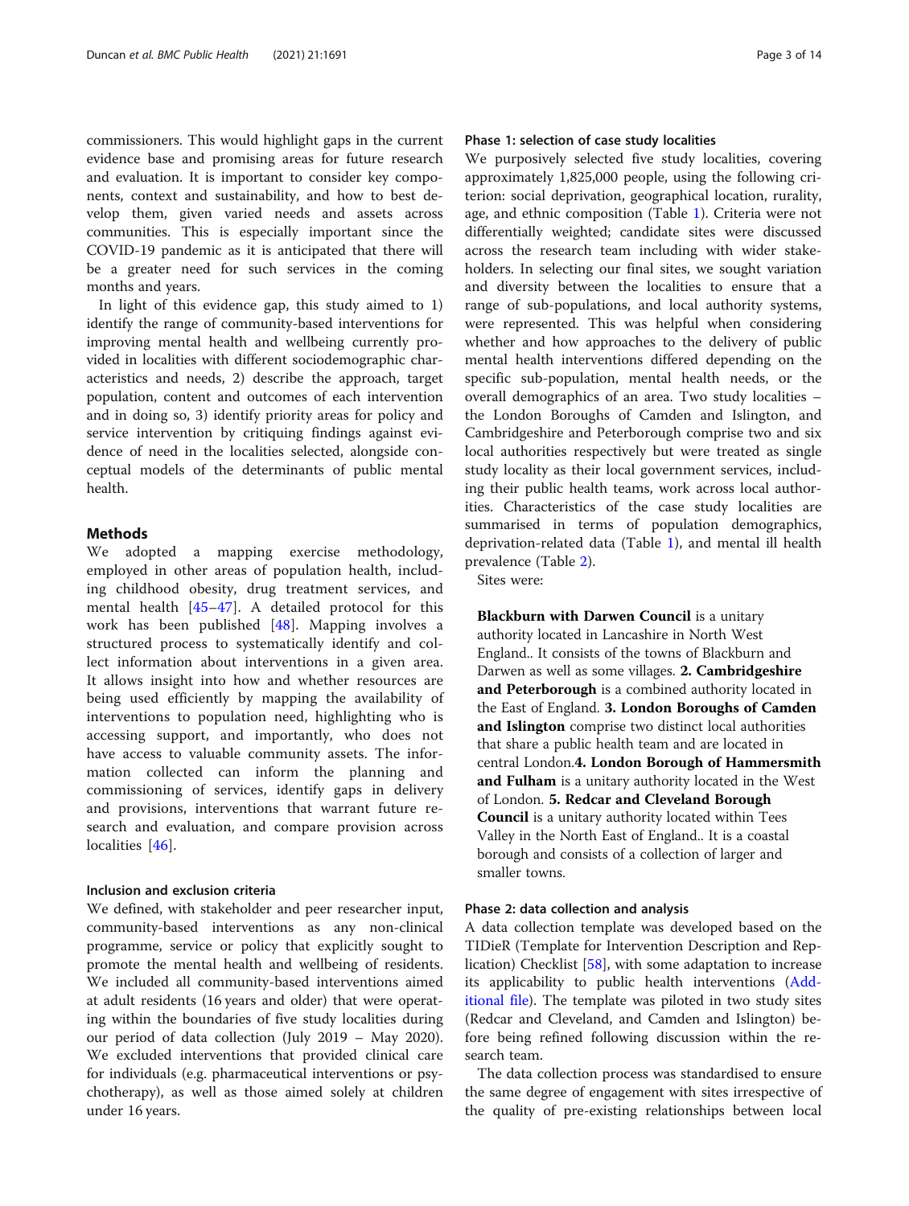commissioners. This would highlight gaps in the current evidence base and promising areas for future research and evaluation. It is important to consider key components, context and sustainability, and how to best develop them, given varied needs and assets across communities. This is especially important since the COVID-19 pandemic as it is anticipated that there will be a greater need for such services in the coming months and years.

In light of this evidence gap, this study aimed to 1) identify the range of community-based interventions for improving mental health and wellbeing currently provided in localities with different sociodemographic characteristics and needs, 2) describe the approach, target population, content and outcomes of each intervention and in doing so, 3) identify priority areas for policy and service intervention by critiquing findings against evidence of need in the localities selected, alongside conceptual models of the determinants of public mental health.

## Methods

We adopted a mapping exercise methodology, employed in other areas of population health, including childhood obesity, drug treatment services, and mental health [45–47]. A detailed protocol for this work has been published [48]. Mapping involves a structured process to systematically identify and collect information about interventions in a given area. It allows insight into how and whether resources are being used efficiently by mapping the availability of interventions to population need, highlighting who is accessing support, and importantly, who does not have access to valuable community assets. The information collected can inform the planning and commissioning of services, identify gaps in delivery and provisions, interventions that warrant future research and evaluation, and compare provision across localities [46].

### Inclusion and exclusion criteria

We defined, with stakeholder and peer researcher input, community-based interventions as any non-clinical programme, service or policy that explicitly sought to promote the mental health and wellbeing of residents. We included all community-based interventions aimed at adult residents (16 years and older) that were operating within the boundaries of five study localities during our period of data collection (July 2019 – May 2020). We excluded interventions that provided clinical care for individuals (e.g. pharmaceutical interventions or psychotherapy), as well as those aimed solely at children under 16 years.

### Phase 1: selection of case study localities

We purposively selected five study localities, covering approximately 1,825,000 people, using the following criterion: social deprivation, geographical location, rurality, age, and ethnic composition (Table 1). Criteria were not differentially weighted; candidate sites were discussed across the research team including with wider stakeholders. In selecting our final sites, we sought variation and diversity between the localities to ensure that a range of sub-populations, and local authority systems, were represented. This was helpful when considering whether and how approaches to the delivery of public mental health interventions differed depending on the specific sub-population, mental health needs, or the overall demographics of an area. Two study localities – the London Boroughs of Camden and Islington, and Cambridgeshire and Peterborough comprise two and six local authorities respectively but were treated as single study locality as their local government services, including their public health teams, work across local authorities. Characteristics of the case study localities are summarised in terms of population demographics, deprivation-related data (Table 1), and mental ill health prevalence (Table 2).

Sites were:

**Blackburn with Darwen Council** is a unitary authority located in Lancashire in North West England.. It consists of the towns of Blackburn and Darwen as well as some villages. **2. Cambridgeshire and Peterborough** is a combined authority located in the East of England. **3. London Boroughs of Camden and Islington** comprise two distinct local authorities that share a public health team and are located in central London.**4. London Borough of Hammersmith and Fulham** is a unitary authority located in the West of London. **5. Redcar and Cleveland Borough Council** is a unitary authority located within Tees Valley in the North East of England.. It is a coastal borough and consists of a collection of larger and smaller towns.

### Phase 2: data collection and analysis

A data collection template was developed based on the TIDieR (Template for Intervention Description and Replication) Checklist [58], with some adaptation to increase its applicability to public health interventions (Additional file). The template was piloted in two study sites (Redcar and Cleveland, and Camden and Islington) before being refined following discussion within the research team.

The data collection process was standardised to ensure the same degree of engagement with sites irrespective of the quality of pre-existing relationships between local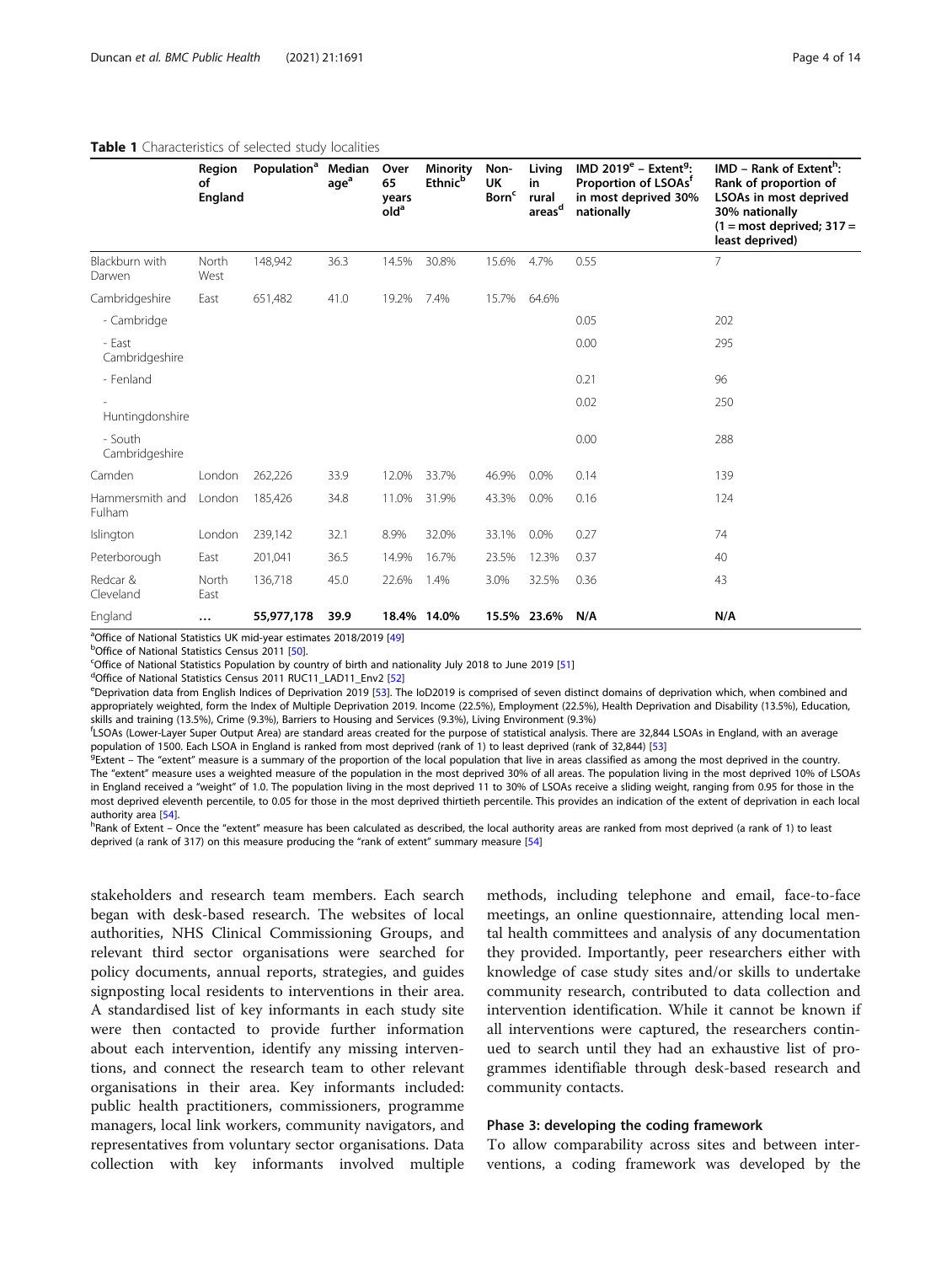**Table 1** Characteristics of selected study localities

| | Region of England | Population[a] | Median age[a] | Over 65 years old[a] | Minority Ethnic[b] | Non-UK Born[c] | Living in rural areas[d] | IMD 2019[e] – Extent[g]: Proportion of LSOAs[f] in most deprived 30% nationally | IMD – Rank of Extent[h]: Rank of proportion of LSOAs in most deprived 30% nationally (1 = most deprived; 317 = least deprived) |
|---|---|---|---|---|---|---|---|---|---|
| Blackburn with Darwen | North West | 148,942 | 36.3 | 14.5% | 30.8% | 15.6% | 4.7% | 0.55 | 7 |
| Cambridgeshire | East | 651,482 | 41.0 | 19.2% | 7.4% | 15.7% | 64.6% | | |
| - Cambridge | | | | | | | | 0.05 | 202 |
| - East Cambridgeshire | | | | | | | | 0.00 | 295 |
| - Fenland | | | | | | | | 0.21 | 96 |
| - Huntingdonshire | | | | | | | | 0.02 | 250 |
| - South Cambridgeshire | | | | | | | | 0.00 | 288 |
| Camden | London | 262,226 | 33.9 | 12.0% | 33.7% | 46.9% | 0.0% | 0.14 | 139 |
| Hammersmith and Fulham | London | 185,426 | 34.8 | 11.0% | 31.9% | 43.3% | 0.0% | 0.16 | 124 |
| Islington | London | 239,142 | 32.1 | 8.9% | 32.0% | 33.1% | 0.0% | 0.27 | 74 |
| Peterborough | East | 201,041 | 36.5 | 14.9% | 16.7% | 23.5% | 12.3% | 0.37 | 40 |
| Redcar & Cleveland | North East | 136,718 | 45.0 | 22.6% | 1.4% | 3.0% | 32.5% | 0.36 | 43 |
| England | **…** | **55,977,178** | **39.9** | **18.4%** | **14.0%** | **15.5%** | **23.6%** | **N/A** | **N/A** |

[a]Office of National Statistics UK mid-year estimates 2018/2019 [49]
[b]Office of National Statistics Census 2011 [50].
[c]Office of National Statistics Population by country of birth and nationality July 2018 to June 2019 [51]
[d]Office of National Statistics Census 2011 RUC11_LAD11_Env2 [52]
[e]Deprivation data from English Indices of Deprivation 2019 [53]. The IoD2019 is comprised of seven distinct domains of deprivation which, when combined and appropriately weighted, form the Index of Multiple Deprivation 2019. Income (22.5%), Employment (22.5%), Health Deprivation and Disability (13.5%), Education, skills and training (13.5%), Crime (9.3%), Barriers to Housing and Services (9.3%), Living Environment (9.3%)
[f]LSOAs (Lower-Layer Super Output Area) are standard areas created for the purpose of statistical analysis. There are 32,844 LSOAs in England, with an average population of 1500. Each LSOA in England is ranked from most deprived (rank of 1) to least deprived (rank of 32,844) [53]
[g]Extent – The "extent" measure is a summary of the proportion of the local population that live in areas classified as among the most deprived in the country. The "extent" measure uses a weighted measure of the population in the most deprived 30% of all areas. The population living in the most deprived 10% of LSOAs in England received a "weight" of 1.0. The population living in the most deprived 11 to 30% of LSOAs receive a sliding weight, ranging from 0.95 for those in the most deprived eleventh percentile, to 0.05 for those in the most deprived thirtieth percentile. This provides an indication of the extent of deprivation in each local authority area [54].
[h]Rank of Extent – Once the "extent" measure has been calculated as described, the local authority areas are ranked from most deprived (a rank of 1) to least deprived (a rank of 317) on this measure producing the "rank of extent" summary measure [54]

stakeholders and research team members. Each search began with desk-based research. The websites of local authorities, NHS Clinical Commissioning Groups, and relevant third sector organisations were searched for policy documents, annual reports, strategies, and guides signposting local residents to interventions in their area. A standardised list of key informants in each study site were then contacted to provide further information about each intervention, identify any missing interventions, and connect the research team to other relevant organisations in their area. Key informants included: public health practitioners, commissioners, programme managers, local link workers, community navigators, and representatives from voluntary sector organisations. Data collection with key informants involved multiple methods, including telephone and email, face-to-face meetings, an online questionnaire, attending local mental health committees and analysis of any documentation they provided. Importantly, peer researchers either with knowledge of case study sites and/or skills to undertake community research, contributed to data collection and intervention identification. While it cannot be known if all interventions were captured, the researchers continued to search until they had an exhaustive list of programmes identifiable through desk-based research and community contacts.

### Phase 3: developing the coding framework

To allow comparability across sites and between interventions, a coding framework was developed by the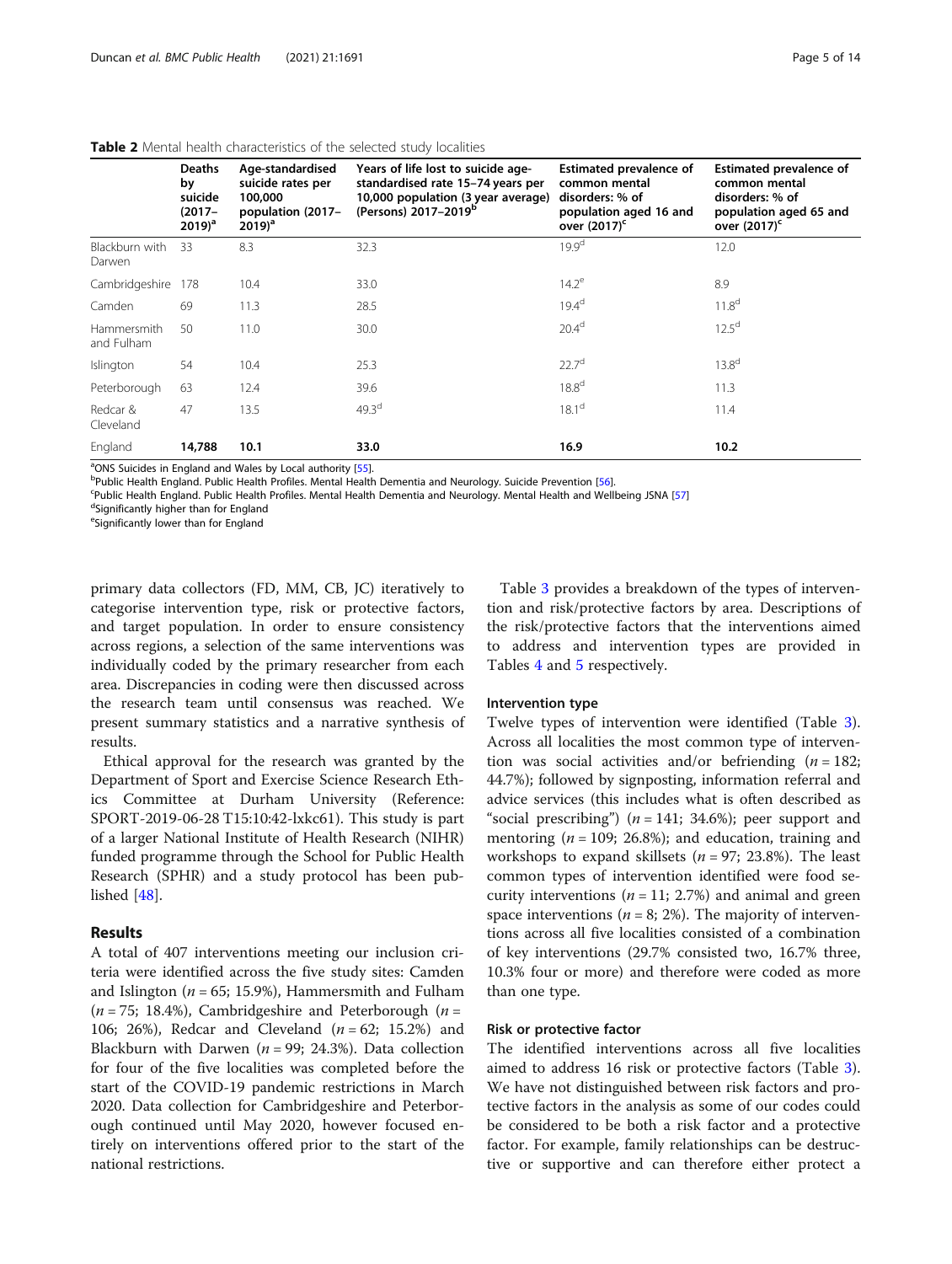**Table 2** Mental health characteristics of the selected study localities

| | Deaths by suicide (2017–2019)[a] | Age-standardised suicide rates per 100,000 population (2017–2019)[a] | Years of life lost to suicide age-standardised rate 15–74 years per 10,000 population (3 year average) (Persons) 2017–2019[b] | Estimated prevalence of common mental disorders: % of population aged 16 and over (2017)[c] | Estimated prevalence of common mental disorders: % of population aged 65 and over (2017)[c] |
|---|---|---|---|---|---|
| Blackburn with Darwen | 33 | 8.3 | 32.3 | 19.9[d] | 12.0 |
| Cambridgeshire | 178 | 10.4 | 33.0 | 14.2[e] | 8.9 |
| Camden | 69 | 11.3 | 28.5 | 19.4[d] | 11.8[d] |
| Hammersmith and Fulham | 50 | 11.0 | 30.0 | 20.4[d] | 12.5[d] |
| Islington | 54 | 10.4 | 25.3 | 22.7[d] | 13.8[d] |
| Peterborough | 63 | 12.4 | 39.6 | 18.8[d] | 11.3 |
| Redcar & Cleveland | 47 | 13.5 | 49.3[d] | 18.1[d] | 11.4 |
| England | **14,788** | **10.1** | **33.0** | **16.9** | **10.2** |

[a]ONS Suicides in England and Wales by Local authority [55].
[b]Public Health England. Public Health Profiles. Mental Health Dementia and Neurology. Suicide Prevention [56].
[c]Public Health England. Public Health Profiles. Mental Health Dementia and Neurology. Mental Health and Wellbeing JSNA [57]
[d]Significantly higher than for England
[e]Significantly lower than for England

primary data collectors (FD, MM, CB, JC) iteratively to categorise intervention type, risk or protective factors, and target population. In order to ensure consistency across regions, a selection of the same interventions was individually coded by the primary researcher from each area. Discrepancies in coding were then discussed across the research team until consensus was reached. We present summary statistics and a narrative synthesis of results.

Ethical approval for the research was granted by the Department of Sport and Exercise Science Research Ethics Committee at Durham University (Reference: SPORT-2019-06-28 T15:10:42-lxkc61). This study is part of a larger National Institute of Health Research (NIHR) funded programme through the School for Public Health Research (SPHR) and a study protocol has been published [48].

## Results

A total of 407 interventions meeting our inclusion criteria were identified across the five study sites: Camden and Islington (*n* = 65; 15.9%), Hammersmith and Fulham (*n* = 75; 18.4%), Cambridgeshire and Peterborough (*n* = 106; 26%), Redcar and Cleveland (*n* = 62; 15.2%) and Blackburn with Darwen (*n* = 99; 24.3%). Data collection for four of the five localities was completed before the start of the COVID-19 pandemic restrictions in March 2020. Data collection for Cambridgeshire and Peterborough continued until May 2020, however focused entirely on interventions offered prior to the start of the national restrictions.

Table 3 provides a breakdown of the types of intervention and risk/protective factors by area. Descriptions of the risk/protective factors that the interventions aimed to address and intervention types are provided in Tables 4 and 5 respectively.

### Intervention type

Twelve types of intervention were identified (Table 3). Across all localities the most common type of intervention was social activities and/or befriending (*n* = 182; 44.7%); followed by signposting, information referral and advice services (this includes what is often described as "social prescribing") (*n* = 141; 34.6%); peer support and mentoring (*n* = 109; 26.8%); and education, training and workshops to expand skillsets (*n* = 97; 23.8%). The least common types of intervention identified were food security interventions (*n* = 11; 2.7%) and animal and green space interventions (*n* = 8; 2%). The majority of interventions across all five localities consisted of a combination of key interventions (29.7% consisted two, 16.7% three, 10.3% four or more) and therefore were coded as more than one type.

### Risk or protective factor

The identified interventions across all five localities aimed to address 16 risk or protective factors (Table 3). We have not distinguished between risk factors and protective factors in the analysis as some of our codes could be considered to be both a risk factor and a protective factor. For example, family relationships can be destructive or supportive and can therefore either protect a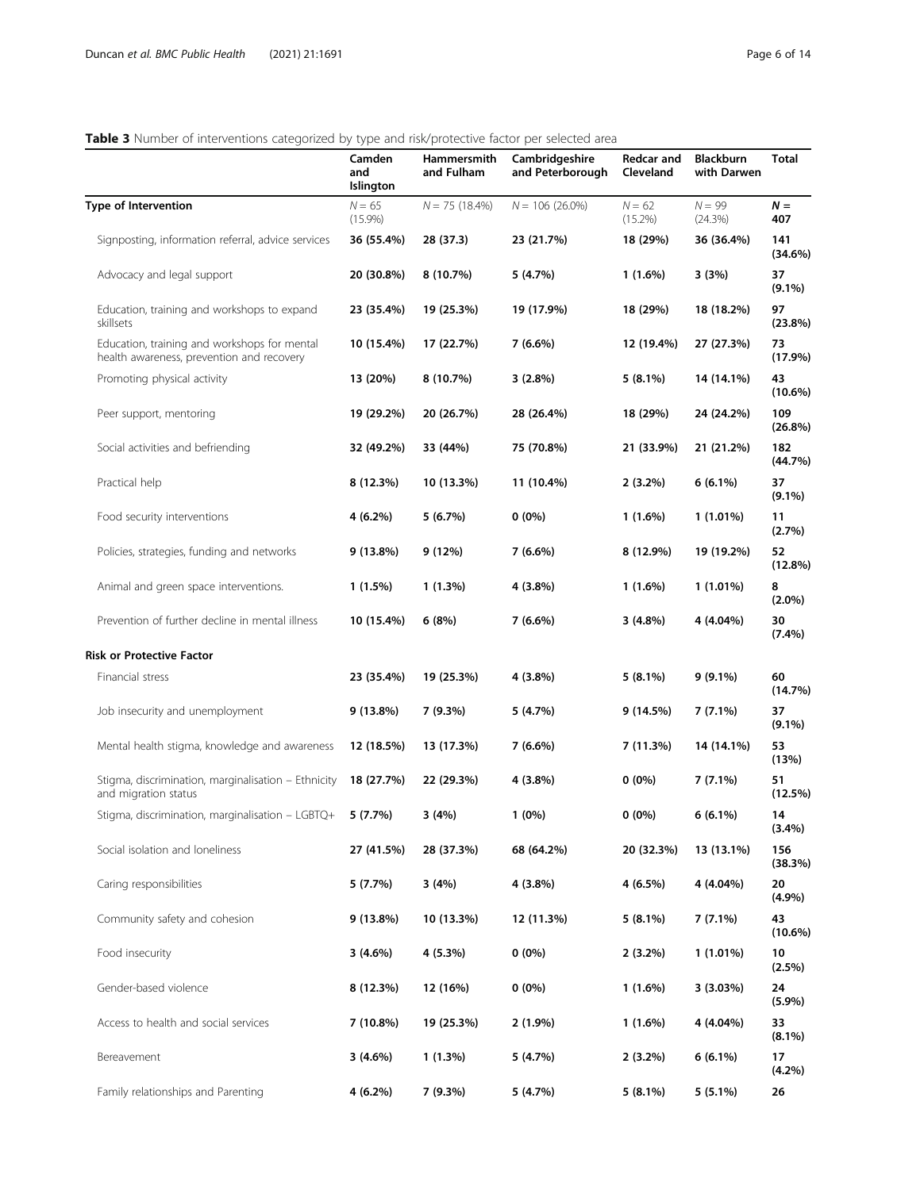**Table 3** Number of interventions categorized by type and risk/protective factor per selected area

| | Camden and Islington | Hammersmith and Fulham | Cambridgeshire and Peterborough | Redcar and Cleveland | Blackburn with Darwen | Total |
|---|---|---|---|---|---|---|
| **Type of Intervention** | *N* = 65 (15.9%) | *N* = 75 (18.4%) | *N* = 106 (26.0%) | *N* = 62 (15.2%) | *N* = 99 (24.3%) | ***N* = 407** |
| Signposting, information referral, advice services | **36 (55.4%)** | **28 (37.3)** | **23 (21.7%)** | **18 (29%)** | **36 (36.4%)** | **141 (34.6%)** |
| Advocacy and legal support | **20 (30.8%)** | **8 (10.7%)** | **5 (4.7%)** | **1 (1.6%)** | **3 (3%)** | **37 (9.1%)** |
| Education, training and workshops to expand skillsets | **23 (35.4%)** | **19 (25.3%)** | **19 (17.9%)** | **18 (29%)** | **18 (18.2%)** | **97 (23.8%)** |
| Education, training and workshops for mental health awareness, prevention and recovery | **10 (15.4%)** | **17 (22.7%)** | **7 (6.6%)** | **12 (19.4%)** | **27 (27.3%)** | **73 (17.9%)** |
| Promoting physical activity | **13 (20%)** | **8 (10.7%)** | **3 (2.8%)** | **5 (8.1%)** | **14 (14.1%)** | **43 (10.6%)** |
| Peer support, mentoring | **19 (29.2%)** | **20 (26.7%)** | **28 (26.4%)** | **18 (29%)** | **24 (24.2%)** | **109 (26.8%)** |
| Social activities and befriending | **32 (49.2%)** | **33 (44%)** | **75 (70.8%)** | **21 (33.9%)** | **21 (21.2%)** | **182 (44.7%)** |
| Practical help | **8 (12.3%)** | **10 (13.3%)** | **11 (10.4%)** | **2 (3.2%)** | **6 (6.1%)** | **37 (9.1%)** |
| Food security interventions | **4 (6.2%)** | **5 (6.7%)** | **0 (0%)** | **1 (1.6%)** | **1 (1.01%)** | **11 (2.7%)** |
| Policies, strategies, funding and networks | **9 (13.8%)** | **9 (12%)** | **7 (6.6%)** | **8 (12.9%)** | **19 (19.2%)** | **52 (12.8%)** |
| Animal and green space interventions. | **1 (1.5%)** | **1 (1.3%)** | **4 (3.8%)** | **1 (1.6%)** | **1 (1.01%)** | **8 (2.0%)** |
| Prevention of further decline in mental illness | **10 (15.4%)** | **6 (8%)** | **7 (6.6%)** | **3 (4.8%)** | **4 (4.04%)** | **30 (7.4%)** |
| **Risk or Protective Factor** | | | | | | |
| Financial stress | **23 (35.4%)** | **19 (25.3%)** | **4 (3.8%)** | **5 (8.1%)** | **9 (9.1%)** | **60 (14.7%)** |
| Job insecurity and unemployment | **9 (13.8%)** | **7 (9.3%)** | **5 (4.7%)** | **9 (14.5%)** | **7 (7.1%)** | **37 (9.1%)** |
| Mental health stigma, knowledge and awareness | **12 (18.5%)** | **13 (17.3%)** | **7 (6.6%)** | **7 (11.3%)** | **14 (14.1%)** | **53 (13%)** |
| Stigma, discrimination, marginalisation – Ethnicity and migration status | **18 (27.7%)** | **22 (29.3%)** | **4 (3.8%)** | **0 (0%)** | **7 (7.1%)** | **51 (12.5%)** |
| Stigma, discrimination, marginalisation – LGBTQ+ | **5 (7.7%)** | **3 (4%)** | **1 (0%)** | **0 (0%)** | **6 (6.1%)** | **14 (3.4%)** |
| Social isolation and loneliness | **27 (41.5%)** | **28 (37.3%)** | **68 (64.2%)** | **20 (32.3%)** | **13 (13.1%)** | **156 (38.3%)** |
| Caring responsibilities | **5 (7.7%)** | **3 (4%)** | **4 (3.8%)** | **4 (6.5%)** | **4 (4.04%)** | **20 (4.9%)** |
| Community safety and cohesion | **9 (13.8%)** | **10 (13.3%)** | **12 (11.3%)** | **5 (8.1%)** | **7 (7.1%)** | **43 (10.6%)** |
| Food insecurity | **3 (4.6%)** | **4 (5.3%)** | **0 (0%)** | **2 (3.2%)** | **1 (1.01%)** | **10 (2.5%)** |
| Gender-based violence | **8 (12.3%)** | **12 (16%)** | **0 (0%)** | **1 (1.6%)** | **3 (3.03%)** | **24 (5.9%)** |
| Access to health and social services | **7 (10.8%)** | **19 (25.3%)** | **2 (1.9%)** | **1 (1.6%)** | **4 (4.04%)** | **33 (8.1%)** |
| Bereavement | **3 (4.6%)** | **1 (1.3%)** | **5 (4.7%)** | **2 (3.2%)** | **6 (6.1%)** | **17 (4.2%)** |
| Family relationships and Parenting | **4 (6.2%)** | **7 (9.3%)** | **5 (4.7%)** | **5 (8.1%)** | **5 (5.1%)** | **26** |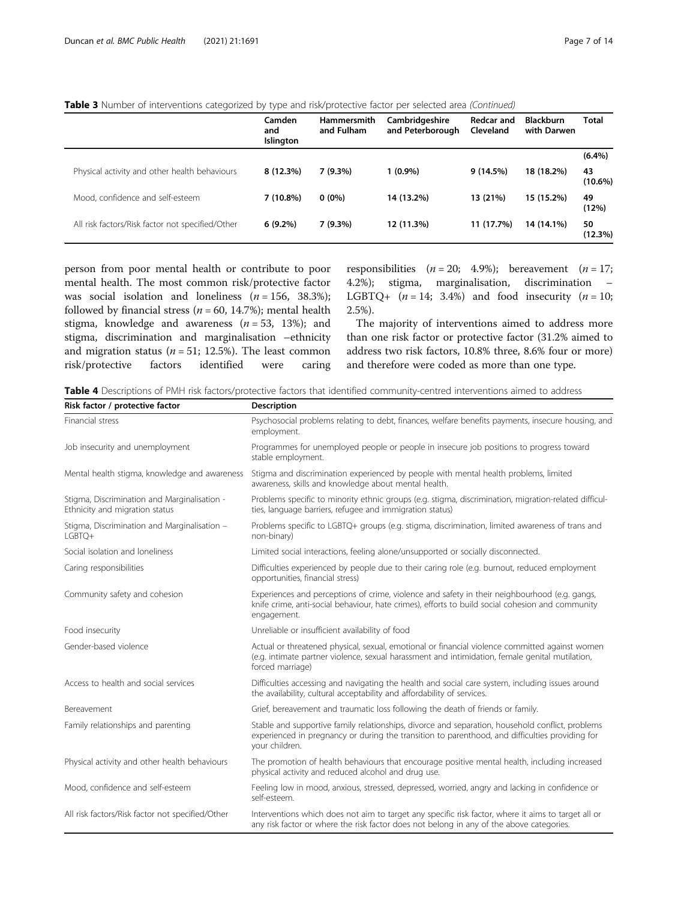**Table 3** Number of interventions categorized by type and risk/protective factor per selected area *(Continued)*

| | Camden and Islington | Hammersmith and Fulham | Cambridgeshire and Peterborough | Redcar and Cleveland | Blackburn with Darwen | Total |
|---|---|---|---|---|---|---|
| | | | | | | **(6.4%)** |
| Physical activity and other health behaviours | **8 (12.3%)** | **7 (9.3%)** | **1 (0.9%)** | **9 (14.5%)** | **18 (18.2%)** | **43 (10.6%)** |
| Mood, confidence and self-esteem | **7 (10.8%)** | **0 (0%)** | **14 (13.2%)** | **13 (21%)** | **15 (15.2%)** | **49 (12%)** |
| All risk factors/Risk factor not specified/Other | **6 (9.2%)** | **7 (9.3%)** | **12 (11.3%)** | **11 (17.7%)** | **14 (14.1%)** | **50 (12.3%)** |

person from poor mental health or contribute to poor mental health. The most common risk/protective factor was social isolation and loneliness ($n = 156$, 38.3%); followed by financial stress ($n = 60$, 14.7%); mental health stigma, knowledge and awareness ($n = 53$, 13%); and stigma, discrimination and marginalisation –ethnicity and migration status ($n = 51$; 12.5%). The least common risk/protective factors identified were caring responsibilities ($n = 20$; 4.9%); bereavement ($n = 17$; 4.2%); stigma, marginalisation, discrimination – LGBTQ+ ($n = 14$; 3.4%) and food insecurity ($n = 10$; 2.5%).

The majority of interventions aimed to address more than one risk factor or protective factor (31.2% aimed to address two risk factors, 10.8% three, 8.6% four or more) and therefore were coded as more than one type.

**Table 4** Descriptions of PMH risk factors/protective factors that identified community-centred interventions aimed to address

| Risk factor / protective factor | Description |
|---|---|
| Financial stress | Psychosocial problems relating to debt, finances, welfare benefits payments, insecure housing, and employment. |
| Job insecurity and unemployment | Programmes for unemployed people or people in insecure job positions to progress toward stable employment. |
| Mental health stigma, knowledge and awareness | Stigma and discrimination experienced by people with mental health problems, limited awareness, skills and knowledge about mental health. |
| Stigma, Discrimination and Marginalisation - Ethnicity and migration status | Problems specific to minority ethnic groups (e.g. stigma, discrimination, migration-related difficulties, language barriers, refugee and immigration status) |
| Stigma, Discrimination and Marginalisation – LGBTQ+ | Problems specific to LGBTQ+ groups (e.g. stigma, discrimination, limited awareness of trans and non-binary) |
| Social isolation and loneliness | Limited social interactions, feeling alone/unsupported or socially disconnected. |
| Caring responsibilities | Difficulties experienced by people due to their caring role (e.g. burnout, reduced employment opportunities, financial stress) |
| Community safety and cohesion | Experiences and perceptions of crime, violence and safety in their neighbourhood (e.g. gangs, knife crime, anti-social behaviour, hate crimes), efforts to build social cohesion and community engagement. |
| Food insecurity | Unreliable or insufficient availability of food |
| Gender-based violence | Actual or threatened physical, sexual, emotional or financial violence committed against women (e.g. intimate partner violence, sexual harassment and intimidation, female genital mutilation, forced marriage) |
| Access to health and social services | Difficulties accessing and navigating the health and social care system, including issues around the availability, cultural acceptability and affordability of services. |
| Bereavement | Grief, bereavement and traumatic loss following the death of friends or family. |
| Family relationships and parenting | Stable and supportive family relationships, divorce and separation, household conflict, problems experienced in pregnancy or during the transition to parenthood, and difficulties providing for your children. |
| Physical activity and other health behaviours | The promotion of health behaviours that encourage positive mental health, including increased physical activity and reduced alcohol and drug use. |
| Mood, confidence and self-esteem | Feeling low in mood, anxious, stressed, depressed, worried, angry and lacking in confidence or self-esteem. |
| All risk factors/Risk factor not specified/Other | Interventions which does not aim to target any specific risk factor, where it aims to target all or any risk factor or where the risk factor does not belong in any of the above categories. |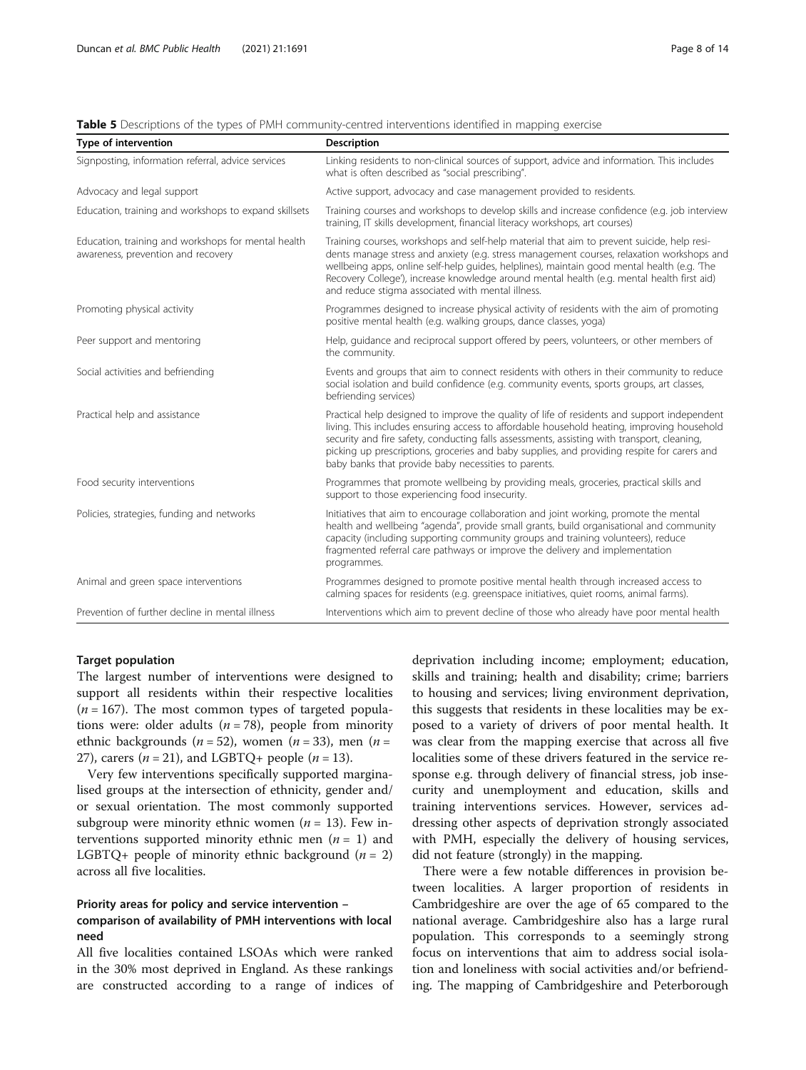**Table 5** Descriptions of the types of PMH community-centred interventions identified in mapping exercise

| Type of intervention | Description |
|---|---|
| Signposting, information referral, advice services | Linking residents to non-clinical sources of support, advice and information. This includes what is often described as "social prescribing". |
| Advocacy and legal support | Active support, advocacy and case management provided to residents. |
| Education, training and workshops to expand skillsets | Training courses and workshops to develop skills and increase confidence (e.g. job interview training, IT skills development, financial literacy workshops, art courses) |
| Education, training and workshops for mental health awareness, prevention and recovery | Training courses, workshops and self-help material that aim to prevent suicide, help residents manage stress and anxiety (e.g. stress management courses, relaxation workshops and wellbeing apps, online self-help guides, helplines), maintain good mental health (e.g. 'The Recovery College'), increase knowledge around mental health (e.g. mental health first aid) and reduce stigma associated with mental illness. |
| Promoting physical activity | Programmes designed to increase physical activity of residents with the aim of promoting positive mental health (e.g. walking groups, dance classes, yoga) |
| Peer support and mentoring | Help, guidance and reciprocal support offered by peers, volunteers, or other members of the community. |
| Social activities and befriending | Events and groups that aim to connect residents with others in their community to reduce social isolation and build confidence (e.g. community events, sports groups, art classes, befriending services) |
| Practical help and assistance | Practical help designed to improve the quality of life of residents and support independent living. This includes ensuring access to affordable household heating, improving household security and fire safety, conducting falls assessments, assisting with transport, cleaning, picking up prescriptions, groceries and baby supplies, and providing respite for carers and baby banks that provide baby necessities to parents. |
| Food security interventions | Programmes that promote wellbeing by providing meals, groceries, practical skills and support to those experiencing food insecurity. |
| Policies, strategies, funding and networks | Initiatives that aim to encourage collaboration and joint working, promote the mental health and wellbeing "agenda", provide small grants, build organisational and community capacity (including supporting community groups and training volunteers), reduce fragmented referral care pathways or improve the delivery and implementation programmes. |
| Animal and green space interventions | Programmes designed to promote positive mental health through increased access to calming spaces for residents (e.g. greenspace initiatives, quiet rooms, animal farms). |
| Prevention of further decline in mental illness | Interventions which aim to prevent decline of those who already have poor mental health |

#### Target population

The largest number of interventions were designed to support all residents within their respective localities ($n = 167$). The most common types of targeted populations were: older adults ($n = 78$), people from minority ethnic backgrounds ($n = 52$), women ($n = 33$), men ($n = 27$), carers ($n = 21$), and LGBTQ+ people ($n = 13$).

Very few interventions specifically supported marginalised groups at the intersection of ethnicity, gender and/or sexual orientation. The most commonly supported subgroup were minority ethnic women ($n = 13$). Few interventions supported minority ethnic men ($n = 1$) and LGBTQ+ people of minority ethnic background ($n = 2$) across all five localities.

### Priority areas for policy and service intervention – comparison of availability of PMH interventions with local need

All five localities contained LSOAs which were ranked in the 30% most deprived in England. As these rankings are constructed according to a range of indices of deprivation including income; employment; education, skills and training; health and disability; crime; barriers to housing and services; living environment deprivation, this suggests that residents in these localities may be exposed to a variety of drivers of poor mental health. It was clear from the mapping exercise that across all five localities some of these drivers featured in the service response e.g. through delivery of financial stress, job insecurity and unemployment and education, skills and training interventions services. However, services addressing other aspects of deprivation strongly associated with PMH, especially the delivery of housing services, did not feature (strongly) in the mapping.

There were a few notable differences in provision between localities. A larger proportion of residents in Cambridgeshire are over the age of 65 compared to the national average. Cambridgeshire also has a large rural population. This corresponds to a seemingly strong focus on interventions that aim to address social isolation and loneliness with social activities and/or befriending. The mapping of Cambridgeshire and Peterborough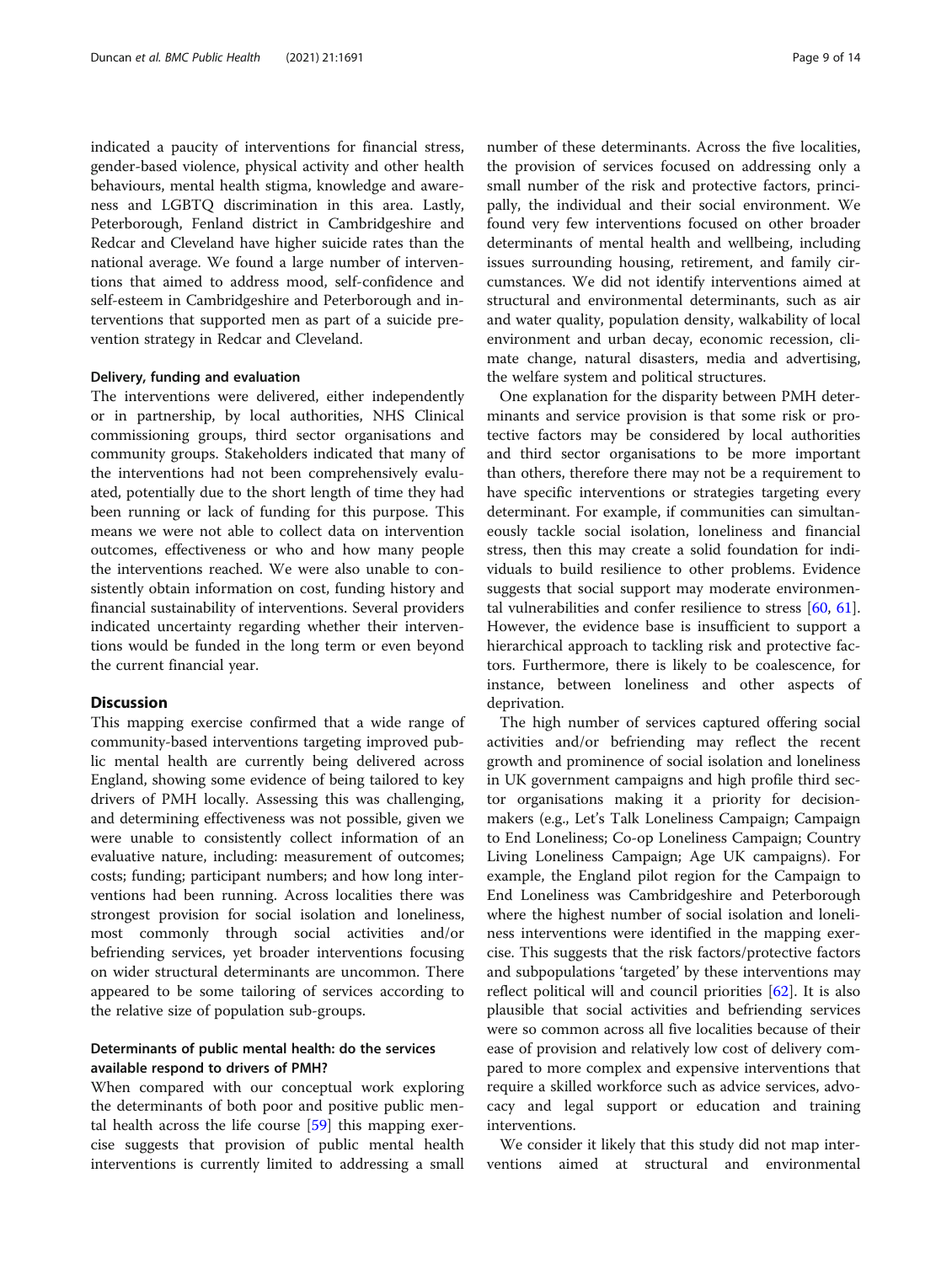indicated a paucity of interventions for financial stress, gender-based violence, physical activity and other health behaviours, mental health stigma, knowledge and awareness and LGBTQ discrimination in this area. Lastly, Peterborough, Fenland district in Cambridgeshire and Redcar and Cleveland have higher suicide rates than the national average. We found a large number of interventions that aimed to address mood, self-confidence and self-esteem in Cambridgeshire and Peterborough and interventions that supported men as part of a suicide prevention strategy in Redcar and Cleveland.

#### Delivery, funding and evaluation

The interventions were delivered, either independently or in partnership, by local authorities, NHS Clinical commissioning groups, third sector organisations and community groups. Stakeholders indicated that many of the interventions had not been comprehensively evaluated, potentially due to the short length of time they had been running or lack of funding for this purpose. This means we were not able to collect data on intervention outcomes, effectiveness or who and how many people the interventions reached. We were also unable to consistently obtain information on cost, funding history and financial sustainability of interventions. Several providers indicated uncertainty regarding whether their interventions would be funded in the long term or even beyond the current financial year.

## Discussion

This mapping exercise confirmed that a wide range of community-based interventions targeting improved public mental health are currently being delivered across England, showing some evidence of being tailored to key drivers of PMH locally. Assessing this was challenging, and determining effectiveness was not possible, given we were unable to consistently collect information of an evaluative nature, including: measurement of outcomes; costs; funding; participant numbers; and how long interventions had been running. Across localities there was strongest provision for social isolation and loneliness, most commonly through social activities and/or befriending services, yet broader interventions focusing on wider structural determinants are uncommon. There appeared to be some tailoring of services according to the relative size of population sub-groups.

### Determinants of public mental health: do the services available respond to drivers of PMH?

When compared with our conceptual work exploring the determinants of both poor and positive public mental health across the life course [59] this mapping exercise suggests that provision of public mental health interventions is currently limited to addressing a small number of these determinants. Across the five localities, the provision of services focused on addressing only a small number of the risk and protective factors, principally, the individual and their social environment. We found very few interventions focused on other broader determinants of mental health and wellbeing, including issues surrounding housing, retirement, and family circumstances. We did not identify interventions aimed at structural and environmental determinants, such as air and water quality, population density, walkability of local environment and urban decay, economic recession, climate change, natural disasters, media and advertising, the welfare system and political structures.

One explanation for the disparity between PMH determinants and service provision is that some risk or protective factors may be considered by local authorities and third sector organisations to be more important than others, therefore there may not be a requirement to have specific interventions or strategies targeting every determinant. For example, if communities can simultaneously tackle social isolation, loneliness and financial stress, then this may create a solid foundation for individuals to build resilience to other problems. Evidence suggests that social support may moderate environmental vulnerabilities and confer resilience to stress [60, 61]. However, the evidence base is insufficient to support a hierarchical approach to tackling risk and protective factors. Furthermore, there is likely to be coalescence, for instance, between loneliness and other aspects of deprivation.

The high number of services captured offering social activities and/or befriending may reflect the recent growth and prominence of social isolation and loneliness in UK government campaigns and high profile third sector organisations making it a priority for decision-makers (e.g., Let's Talk Loneliness Campaign; Campaign to End Loneliness; Co-op Loneliness Campaign; Country Living Loneliness Campaign; Age UK campaigns). For example, the England pilot region for the Campaign to End Loneliness was Cambridgeshire and Peterborough where the highest number of social isolation and loneliness interventions were identified in the mapping exercise. This suggests that the risk factors/protective factors and subpopulations 'targeted' by these interventions may reflect political will and council priorities [62]. It is also plausible that social activities and befriending services were so common across all five localities because of their ease of provision and relatively low cost of delivery compared to more complex and expensive interventions that require a skilled workforce such as advice services, advocacy and legal support or education and training interventions.

We consider it likely that this study did not map interventions aimed at structural and environmental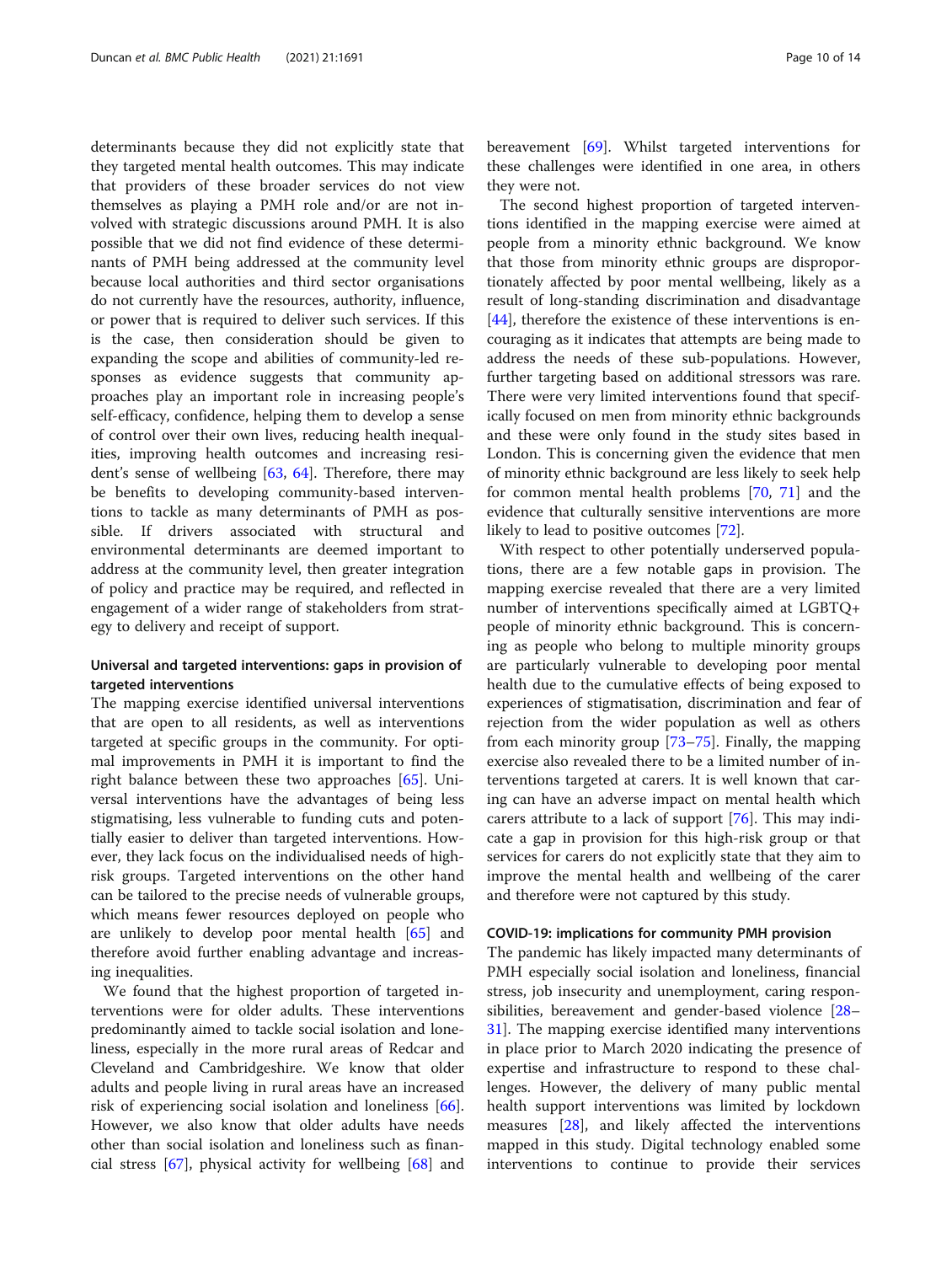determinants because they did not explicitly state that they targeted mental health outcomes. This may indicate that providers of these broader services do not view themselves as playing a PMH role and/or are not involved with strategic discussions around PMH. It is also possible that we did not find evidence of these determinants of PMH being addressed at the community level because local authorities and third sector organisations do not currently have the resources, authority, influence, or power that is required to deliver such services. If this is the case, then consideration should be given to expanding the scope and abilities of community-led responses as evidence suggests that community approaches play an important role in increasing people's self-efficacy, confidence, helping them to develop a sense of control over their own lives, reducing health inequalities, improving health outcomes and increasing resident's sense of wellbeing [63, 64]. Therefore, there may be benefits to developing community-based interventions to tackle as many determinants of PMH as possible. If drivers associated with structural and environmental determinants are deemed important to address at the community level, then greater integration of policy and practice may be required, and reflected in engagement of a wider range of stakeholders from strategy to delivery and receipt of support.

### Universal and targeted interventions: gaps in provision of targeted interventions

The mapping exercise identified universal interventions that are open to all residents, as well as interventions targeted at specific groups in the community. For optimal improvements in PMH it is important to find the right balance between these two approaches [65]. Universal interventions have the advantages of being less stigmatising, less vulnerable to funding cuts and potentially easier to deliver than targeted interventions. However, they lack focus on the individualised needs of high-risk groups. Targeted interventions on the other hand can be tailored to the precise needs of vulnerable groups, which means fewer resources deployed on people who are unlikely to develop poor mental health [65] and therefore avoid further enabling advantage and increasing inequalities.

We found that the highest proportion of targeted interventions were for older adults. These interventions predominantly aimed to tackle social isolation and loneliness, especially in the more rural areas of Redcar and Cleveland and Cambridgeshire. We know that older adults and people living in rural areas have an increased risk of experiencing social isolation and loneliness [66]. However, we also know that older adults have needs other than social isolation and loneliness such as financial stress [67], physical activity for wellbeing [68] and bereavement [69]. Whilst targeted interventions for these challenges were identified in one area, in others they were not.

The second highest proportion of targeted interventions identified in the mapping exercise were aimed at people from a minority ethnic background. We know that those from minority ethnic groups are disproportionately affected by poor mental wellbeing, likely as a result of long-standing discrimination and disadvantage [44], therefore the existence of these interventions is encouraging as it indicates that attempts are being made to address the needs of these sub-populations. However, further targeting based on additional stressors was rare. There were very limited interventions found that specifically focused on men from minority ethnic backgrounds and these were only found in the study sites based in London. This is concerning given the evidence that men of minority ethnic background are less likely to seek help for common mental health problems [70, 71] and the evidence that culturally sensitive interventions are more likely to lead to positive outcomes [72].

With respect to other potentially underserved populations, there are a few notable gaps in provision. The mapping exercise revealed that there are a very limited number of interventions specifically aimed at LGBTQ+ people of minority ethnic background. This is concerning as people who belong to multiple minority groups are particularly vulnerable to developing poor mental health due to the cumulative effects of being exposed to experiences of stigmatisation, discrimination and fear of rejection from the wider population as well as others from each minority group [73–75]. Finally, the mapping exercise also revealed there to be a limited number of interventions targeted at carers. It is well known that caring can have an adverse impact on mental health which carers attribute to a lack of support [76]. This may indicate a gap in provision for this high-risk group or that services for carers do not explicitly state that they aim to improve the mental health and wellbeing of the carer and therefore were not captured by this study.

### COVID-19: implications for community PMH provision

The pandemic has likely impacted many determinants of PMH especially social isolation and loneliness, financial stress, job insecurity and unemployment, caring responsibilities, bereavement and gender-based violence [28–31]. The mapping exercise identified many interventions in place prior to March 2020 indicating the presence of expertise and infrastructure to respond to these challenges. However, the delivery of many public mental health support interventions was limited by lockdown measures [28], and likely affected the interventions mapped in this study. Digital technology enabled some interventions to continue to provide their services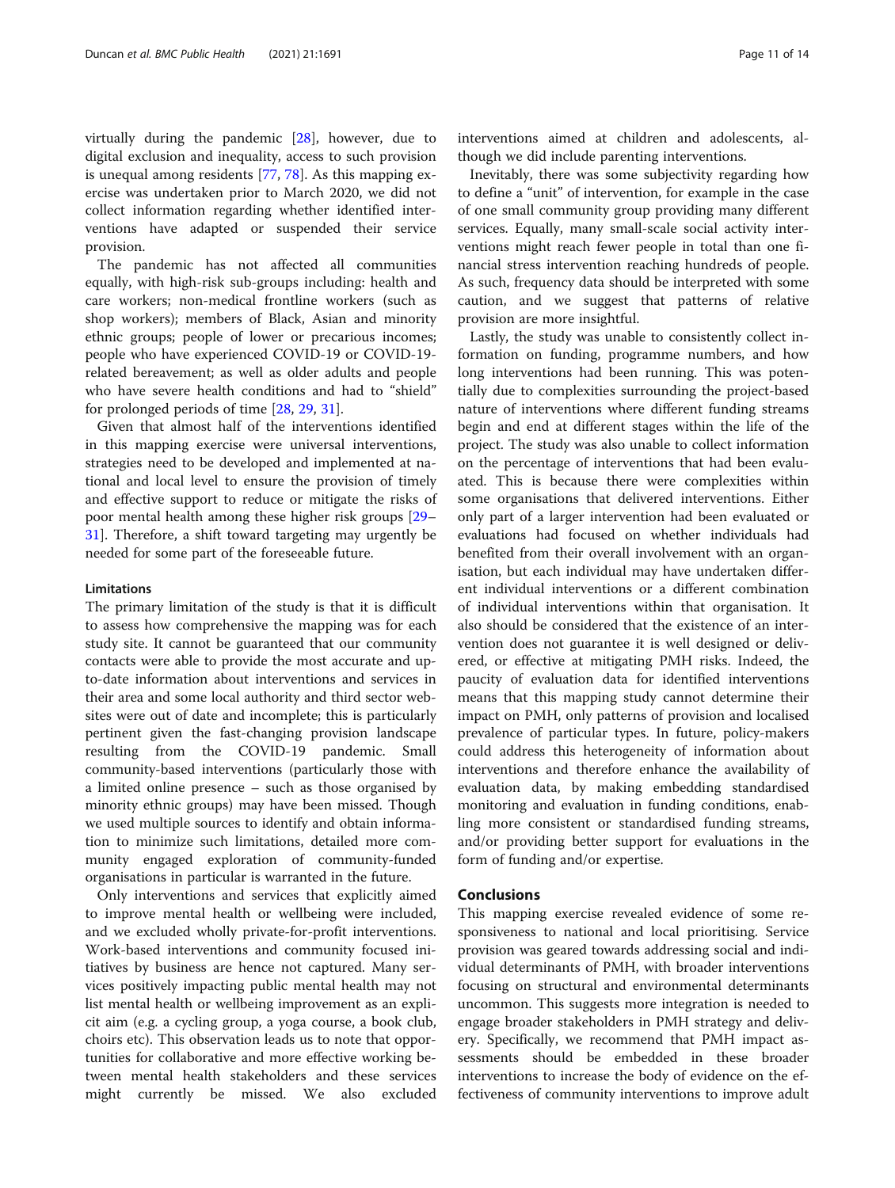virtually during the pandemic [28], however, due to digital exclusion and inequality, access to such provision is unequal among residents [77, 78]. As this mapping exercise was undertaken prior to March 2020, we did not collect information regarding whether identified interventions have adapted or suspended their service provision.

The pandemic has not affected all communities equally, with high-risk sub-groups including: health and care workers; non-medical frontline workers (such as shop workers); members of Black, Asian and minority ethnic groups; people of lower or precarious incomes; people who have experienced COVID-19 or COVID-19-related bereavement; as well as older adults and people who have severe health conditions and had to "shield" for prolonged periods of time [28, 29, 31].

Given that almost half of the interventions identified in this mapping exercise were universal interventions, strategies need to be developed and implemented at national and local level to ensure the provision of timely and effective support to reduce or mitigate the risks of poor mental health among these higher risk groups [29–31]. Therefore, a shift toward targeting may urgently be needed for some part of the foreseeable future.

### Limitations

The primary limitation of the study is that it is difficult to assess how comprehensive the mapping was for each study site. It cannot be guaranteed that our community contacts were able to provide the most accurate and up-to-date information about interventions and services in their area and some local authority and third sector websites were out of date and incomplete; this is particularly pertinent given the fast-changing provision landscape resulting from the COVID-19 pandemic. Small community-based interventions (particularly those with a limited online presence – such as those organised by minority ethnic groups) may have been missed. Though we used multiple sources to identify and obtain information to minimize such limitations, detailed more community engaged exploration of community-funded organisations in particular is warranted in the future.

Only interventions and services that explicitly aimed to improve mental health or wellbeing were included, and we excluded wholly private-for-profit interventions. Work-based interventions and community focused initiatives by business are hence not captured. Many services positively impacting public mental health may not list mental health or wellbeing improvement as an explicit aim (e.g. a cycling group, a yoga course, a book club, choirs etc). This observation leads us to note that opportunities for collaborative and more effective working between mental health stakeholders and these services might currently be missed. We also excluded interventions aimed at children and adolescents, although we did include parenting interventions.

Inevitably, there was some subjectivity regarding how to define a "unit" of intervention, for example in the case of one small community group providing many different services. Equally, many small-scale social activity interventions might reach fewer people in total than one financial stress intervention reaching hundreds of people. As such, frequency data should be interpreted with some caution, and we suggest that patterns of relative provision are more insightful.

Lastly, the study was unable to consistently collect information on funding, programme numbers, and how long interventions had been running. This was potentially due to complexities surrounding the project-based nature of interventions where different funding streams begin and end at different stages within the life of the project. The study was also unable to collect information on the percentage of interventions that had been evaluated. This is because there were complexities within some organisations that delivered interventions. Either only part of a larger intervention had been evaluated or evaluations had focused on whether individuals had benefited from their overall involvement with an organisation, but each individual may have undertaken different individual interventions or a different combination of individual interventions within that organisation. It also should be considered that the existence of an intervention does not guarantee it is well designed or delivered, or effective at mitigating PMH risks. Indeed, the paucity of evaluation data for identified interventions means that this mapping study cannot determine their impact on PMH, only patterns of provision and localised prevalence of particular types. In future, policy-makers could address this heterogeneity of information about interventions and therefore enhance the availability of evaluation data, by making embedding standardised monitoring and evaluation in funding conditions, enabling more consistent or standardised funding streams, and/or providing better support for evaluations in the form of funding and/or expertise.

## Conclusions

This mapping exercise revealed evidence of some responsiveness to national and local prioritising. Service provision was geared towards addressing social and individual determinants of PMH, with broader interventions focusing on structural and environmental determinants uncommon. This suggests more integration is needed to engage broader stakeholders in PMH strategy and delivery. Specifically, we recommend that PMH impact assessments should be embedded in these broader interventions to increase the body of evidence on the effectiveness of community interventions to improve adult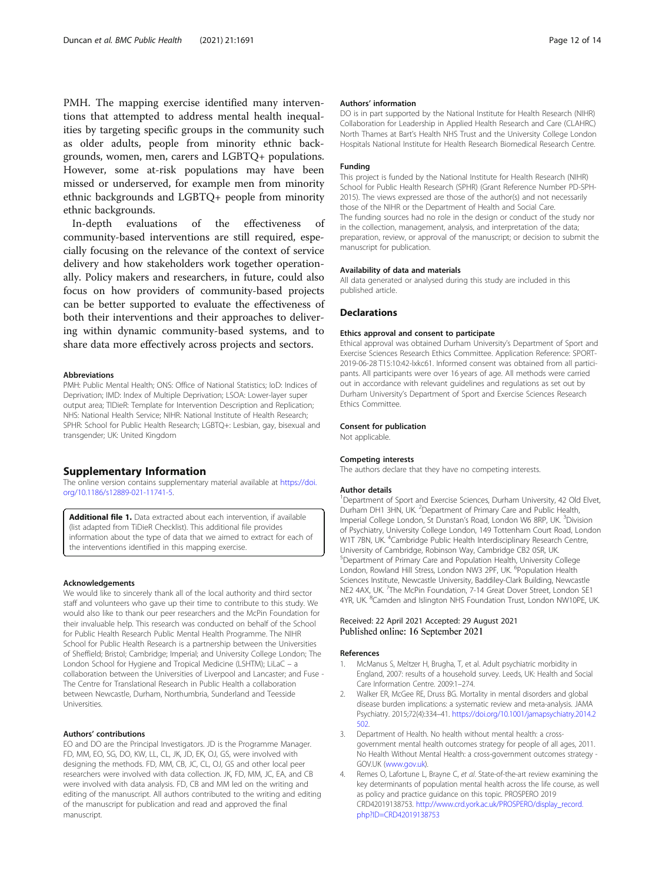PMH. The mapping exercise identified many interventions that attempted to address mental health inequalities by targeting specific groups in the community such as older adults, people from minority ethnic backgrounds, women, men, carers and LGBTQ+ populations. However, some at-risk populations may have been missed or underserved, for example men from minority ethnic backgrounds and LGBTQ+ people from minority ethnic backgrounds.

In-depth evaluations of the effectiveness of community-based interventions are still required, especially focusing on the relevance of the context of service delivery and how stakeholders work together operationally. Policy makers and researchers, in future, could also focus on how providers of community-based projects can be better supported to evaluate the effectiveness of both their interventions and their approaches to delivering within dynamic community-based systems, and to share data more effectively across projects and sectors.

#### Abbreviations

PMH: Public Mental Health; ONS: Office of National Statistics; IoD: Indices of Deprivation; IMD: Index of Multiple Deprivation; LSOA: Lower-layer super output area; TIDieR: Template for Intervention Description and Replication; NHS: National Health Service; NIHR: National Institute of Health Research; SPHR: School for Public Health Research; LGBTQ+: Lesbian, gay, bisexual and transgender; UK: United Kingdom

## Supplementary Information

The online version contains supplementary material available at https://doi.org/10.1186/s12889-021-11741-5.

**Additional file 1.** Data extracted about each intervention, if available (list adapted from TiDieR Checklist). This additional file provides information about the type of data that we aimed to extract for each of the interventions identified in this mapping exercise.

#### Acknowledgements

We would like to sincerely thank all of the local authority and third sector staff and volunteers who gave up their time to contribute to this study. We would also like to thank our peer researchers and the McPin Foundation for their invaluable help. This research was conducted on behalf of the School for Public Health Research Public Mental Health Programme. The NIHR School for Public Health Research is a partnership between the Universities of Sheffield; Bristol; Cambridge; Imperial; and University College London; The London School for Hygiene and Tropical Medicine (LSHTM); LiLaC – a collaboration between the Universities of Liverpool and Lancaster; and Fuse - The Centre for Translational Research in Public Health a collaboration between Newcastle, Durham, Northumbria, Sunderland and Teesside Universities.

#### Authors' contributions

EO and DO are the Principal Investigators. JD is the Programme Manager. FD, MM, EO, SG, DO, KW, LL, CL, JK, JD, EK, OJ, GS, were involved with designing the methods. FD, MM, CB, JC, CL, OJ, GS and other local peer researchers were involved with data collection. JK, FD, MM, JC, EA, and CB were involved with data analysis. FD, CB and MM led on the writing and editing of the manuscript. All authors contributed to the writing and editing of the manuscript for publication and read and approved the final manuscript.

#### Authors' information

DO is in part supported by the National Institute for Health Research (NIHR) Collaboration for Leadership in Applied Health Research and Care (CLAHRC) North Thames at Bart's Health NHS Trust and the University College London Hospitals National Institute for Health Research Biomedical Research Centre.

#### Funding

This project is funded by the National Institute for Health Research (NIHR) School for Public Health Research (SPHR) (Grant Reference Number PD-SPH-2015). The views expressed are those of the author(s) and not necessarily those of the NIHR or the Department of Health and Social Care.
The funding sources had no role in the design or conduct of the study nor in the collection, management, analysis, and interpretation of the data; preparation, review, or approval of the manuscript; or decision to submit the manuscript for publication.

#### Availability of data and materials

All data generated or analysed during this study are included in this published article.

## Declarations

#### Ethics approval and consent to participate

Ethical approval was obtained Durham University's Department of Sport and Exercise Sciences Research Ethics Committee. Application Reference: SPORT-2019-06-28 T15:10:42-lxkc61. Informed consent was obtained from all participants. All participants were over 16 years of age. All methods were carried out in accordance with relevant guidelines and regulations as set out by Durham University's Department of Sport and Exercise Sciences Research Ethics Committee.

#### Consent for publication

Not applicable.

#### Competing interests

The authors declare that they have no competing interests.

#### Author details

[1]Department of Sport and Exercise Sciences, Durham University, 42 Old Elvet, Durham DH1 3HN, UK. [2]Department of Primary Care and Public Health, Imperial College London, St Dunstan's Road, London W6 8RP, UK. [3]Division of Psychiatry, University College London, 149 Tottenham Court Road, London W1T 7BN, UK. [4]Cambridge Public Health Interdisciplinary Research Centre, University of Cambridge, Robinson Way, Cambridge CB2 0SR, UK. [5]Department of Primary Care and Population Health, University College London, Rowland Hill Stress, London NW3 2PF, UK. [6]Population Health Sciences Institute, Newcastle University, Baddiley-Clark Building, Newcastle NE2 4AX, UK. [7]The McPin Foundation, 7-14 Great Dover Street, London SE1 4YR, UK. [8]Camden and Islington NHS Foundation Trust, London NW10PE, UK.

Received: 22 April 2021 Accepted: 29 August 2021
Published online: 16 September 2021

#### References

1. McManus S, Meltzer H, Brugha, T, et al. Adult psychiatric morbidity in England, 2007: results of a household survey. Leeds, UK: Health and Social Care Information Centre. 2009:1–274.
2. Walker ER, McGee RE, Druss BG. Mortality in mental disorders and global disease burden implications: a systematic review and meta-analysis. JAMA Psychiatry. 2015;72(4):334–41. https://doi.org/10.1001/jamapsychiatry.2014.2502.
3. Department of Health. No health without mental health: a cross-government mental health outcomes strategy for people of all ages, 2011. No Health Without Mental Health: a cross-government outcomes strategy - GOV.UK (www.gov.uk).
4. Remes O, Lafortune L, Brayne C, *et al*. State-of-the-art review examining the key determinants of population mental health across the life course, as well as policy and practice guidance on this topic. PROSPERO 2019 CRD42019138753. http://www.crd.york.ac.uk/PROSPERO/display_record.php?ID=CRD42019138753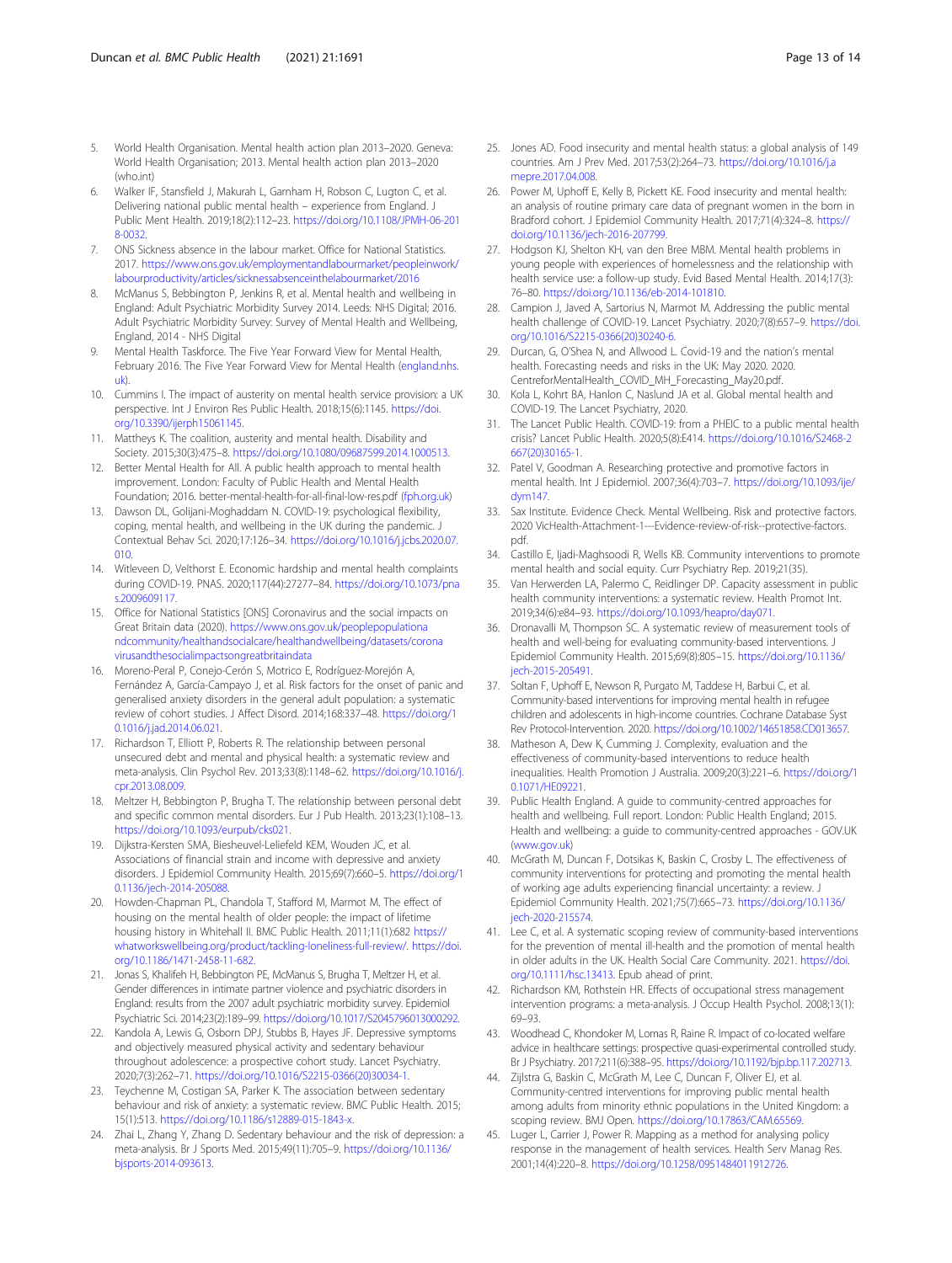5. World Health Organisation. Mental health action plan 2013–2020. Geneva: World Health Organisation; 2013. Mental health action plan 2013–2020 (who.int)
6. Walker IF, Stansfield J, Makurah L, Garnham H, Robson C, Lugton C, et al. Delivering national public mental health – experience from England. J Public Ment Health. 2019;18(2):112–23. https://doi.org/10.1108/JPMH-06-2018-0032.
7. ONS Sickness absence in the labour market. Office for National Statistics. 2017. https://www.ons.gov.uk/employmentandlabourmarket/peopleinwork/labourproductivity/articles/sicknessabsenceinthelabourmarket/2016
8. McManus S, Bebbington P, Jenkins R, et al. Mental health and wellbeing in England: Adult Psychiatric Morbidity Survey 2014. Leeds: NHS Digital; 2016. Adult Psychiatric Morbidity Survey: Survey of Mental Health and Wellbeing, England, 2014 - NHS Digital
9. Mental Health Taskforce. The Five Year Forward View for Mental Health, February 2016. The Five Year Forward View for Mental Health (england.nhs.uk).
10. Cummins I. The impact of austerity on mental health service provision: a UK perspective. Int J Environ Res Public Health. 2018;15(6):1145. https://doi.org/10.3390/ijerph15061145.
11. Mattheys K. The coalition, austerity and mental health. Disability and Society. 2015;30(3):475–8. https://doi.org/10.1080/09687599.2014.1000513.
12. Better Mental Health for All. A public health approach to mental health improvement. London: Faculty of Public Health and Mental Health Foundation; 2016. better-mental-health-for-all-final-low-res.pdf (fph.org.uk)
13. Dawson DL, Golijani-Moghaddam N. COVID-19: psychological flexibility, coping, mental health, and wellbeing in the UK during the pandemic. J Contextual Behav Sci. 2020;17:126–34. https://doi.org/10.1016/j.jcbs.2020.07.010.
14. Witleveen D, Velthorst E. Economic hardship and mental health complaints during COVID-19. PNAS. 2020;117(44):27277–84. https://doi.org/10.1073/pnas.2009609117.
15. Office for National Statistics [ONS] Coronavirus and the social impacts on Great Britain data (2020). https://www.ons.gov.uk/peoplepopulationandcommunity/healthandsocialcare/healthandwellbeing/datasets/coronavirusandthesocialimpactsongreatbritaindata
16. Moreno-Peral P, Conejo-Cerón S, Motrico E, Rodríguez-Morejón A, Fernández A, García-Campayo J, et al. Risk factors for the onset of panic and generalised anxiety disorders in the general adult population: a systematic review of cohort studies. J Affect Disord. 2014;168:337–48. https://doi.org/10.1016/j.jad.2014.06.021.
17. Richardson T, Elliott P, Roberts R. The relationship between personal unsecured debt and mental and physical health: a systematic review and meta-analysis. Clin Psychol Rev. 2013;33(8):1148–62. https://doi.org/10.1016/j.cpr.2013.08.009.
18. Meltzer H, Bebbington P, Brugha T. The relationship between personal debt and specific common mental disorders. Eur J Pub Health. 2013;23(1):108–13. https://doi.org/10.1093/eurpub/cks021.
19. Dijkstra-Kersten SMA, Biesheuvel-Leliefeld KEM, Wouden JC, et al. Associations of financial strain and income with depressive and anxiety disorders. J Epidemiol Community Health. 2015;69(7):660–5. https://doi.org/10.1136/jech-2014-205088.
20. Howden-Chapman PL, Chandola T, Stafford M, Marmot M. The effect of housing on the mental health of older people: the impact of lifetime housing history in Whitehall II. BMC Public Health. 2011;11(1):682 https://whatworkswellbeing.org/product/tackling-loneliness-full-review/. https://doi.org/10.1186/1471-2458-11-682.
21. Jonas S, Khalifeh H, Bebbington PE, McManus S, Brugha T, Meltzer H, et al. Gender differences in intimate partner violence and psychiatric disorders in England: results from the 2007 adult psychiatric morbidity survey. Epidemiol Psychiatr Sci. 2014;23(2):189–99. https://doi.org/10.1017/S2045796013000292.
22. Kandola A, Lewis G, Osborn DPJ, Stubbs B, Hayes JF. Depressive symptoms and objectively measured physical activity and sedentary behaviour throughout adolescence: a prospective cohort study. Lancet Psychiatry. 2020;7(3):262–71. https://doi.org/10.1016/S2215-0366(20)30034-1.
23. Teychenne M, Costigan SA, Parker K. The association between sedentary behaviour and risk of anxiety: a systematic review. BMC Public Health. 2015;15(1):513. https://doi.org/10.1186/s12889-015-1843-x.
24. Zhai L, Zhang Y, Zhang D. Sedentary behaviour and the risk of depression: a meta-analysis. Br J Sports Med. 2015;49(11):705–9. https://doi.org/10.1136/bjsports-2014-093613.
25. Jones AD. Food insecurity and mental health status: a global analysis of 149 countries. Am J Prev Med. 2017;53(2):264–73. https://doi.org/10.1016/j.amepre.2017.04.008.
26. Power M, Uphoff E, Kelly B, Pickett KE. Food insecurity and mental health: an analysis of routine primary care data of pregnant women in the born in Bradford cohort. J Epidemiol Community Health. 2017;71(4):324–8. https://doi.org/10.1136/jech-2016-207799.
27. Hodgson KJ, Shelton KH, van den Bree MBM. Mental health problems in young people with experiences of homelessness and the relationship with health service use: a follow-up study. Evid Based Mental Health. 2014;17(3):76–80. https://doi.org/10.1136/eb-2014-101810.
28. Campion J, Javed A, Sartorius N, Marmot M. Addressing the public mental health challenge of COVID-19. Lancet Psychiatry. 2020;7(8):657–9. https://doi.org/10.1016/S2215-0366(20)30240-6.
29. Durcan, G, O'Shea N, and Allwood L. Covid-19 and the nation's mental health. Forecasting needs and risks in the UK: May 2020. 2020. CentreforMentalHealth_COVID_MH_Forecasting_May20.pdf.
30. Kola L, Kohrt BA, Hanlon C, Naslund JA et al. Global mental health and COVID-19. The Lancet Psychiatry, 2020.
31. The Lancet Public Health. COVID-19: from a PHEIC to a public mental health crisis? Lancet Public Health. 2020;5(8):E414. https://doi.org/10.1016/S2468-2667(20)30165-1.
32. Patel V, Goodman A. Researching protective and promotive factors in mental health. Int J Epidemiol. 2007;36(4):703–7. https://doi.org/10.1093/ije/dym147.
33. Sax Institute. Evidence Check. Mental Wellbeing. Risk and protective factors. 2020 VicHealth-Attachment-1---Evidence-review-of-risk--protective-factors.pdf.
34. Castillo E, Ijadi-Maghsoodi R, Wells KB. Community interventions to promote mental health and social equity. Curr Psychiatry Rep. 2019;21(35).
35. Van Herwerden LA, Palermo C, Reidlinger DP. Capacity assessment in public health community interventions: a systematic review. Health Promot Int. 2019;34(6):e84–93. https://doi.org/10.1093/heapro/day071.
36. Dronavalli M, Thompson SC. A systematic review of measurement tools of health and well-being for evaluating community-based interventions. J Epidemiol Community Health. 2015;69(8):805–15. https://doi.org/10.1136/jech-2015-205491.
37. Soltan F, Uphoff E, Newson R, Purgato M, Taddese H, Barbui C, et al. Community-based interventions for improving mental health in refugee children and adolescents in high-income countries. Cochrane Database Syst Rev Protocol-Intervention. 2020. https://doi.org/10.1002/14651858.CD013657.
38. Matheson A, Dew K, Cumming J. Complexity, evaluation and the effectiveness of community-based interventions to reduce health inequalities. Health Promotion J Australia. 2009;20(3):221–6. https://doi.org/10.1071/HE09221.
39. Public Health England. A guide to community-centred approaches for health and wellbeing. Full report. London: Public Health England; 2015. Health and wellbeing: a guide to community-centred approaches - GOV.UK (www.gov.uk)
40. McGrath M, Duncan F, Dotsikas K, Baskin C, Crosby L. The effectiveness of community interventions for protecting and promoting the mental health of working age adults experiencing financial uncertainty: a review. J Epidemiol Community Health. 2021;75(7):665–73. https://doi.org/10.1136/jech-2020-215574.
41. Lee C, et al. A systematic scoping review of community-based interventions for the prevention of mental ill-health and the promotion of mental health in older adults in the UK. Health Social Care Community. 2021. https://doi.org/10.1111/hsc.13413. Epub ahead of print.
42. Richardson KM, Rothstein HR. Effects of occupational stress management intervention programs: a meta-analysis. J Occup Health Psychol. 2008;13(1):69–93.
43. Woodhead C, Khondoker M, Lomas R, Raine R. Impact of co-located welfare advice in healthcare settings: prospective quasi-experimental controlled study. Br J Psychiatry. 2017;211(6):388–95. https://doi.org/10.1192/bjp.bp.117.202713.
44. Zijlstra G, Baskin C, McGrath M, Lee C, Duncan F, Oliver EJ, et al. Community-centred interventions for improving public mental health among adults from minority ethnic populations in the United Kingdom: a scoping review. BMJ Open. https://doi.org/10.17863/CAM.65569.
45. Luger L, Carrier J, Power R. Mapping as a method for analysing policy response in the management of health services. Health Serv Manag Res. 2001;14(4):220–8. https://doi.org/10.1258/0951484011912726.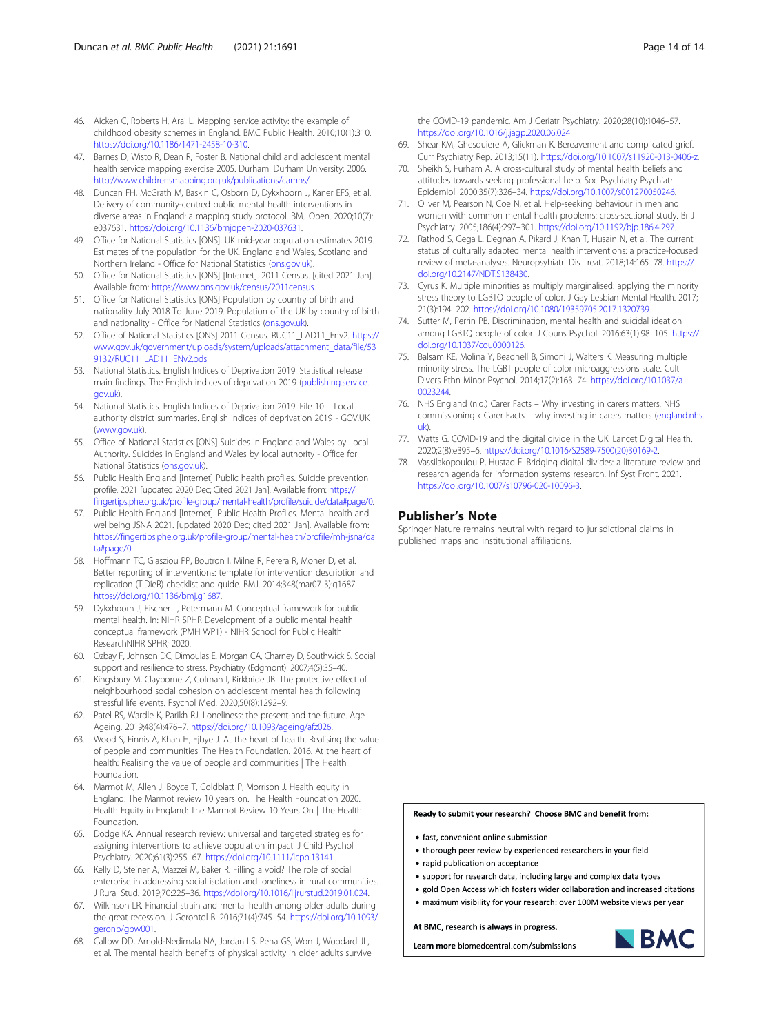46. Aicken C, Roberts H, Arai L. Mapping service activity: the example of childhood obesity schemes in England. BMC Public Health. 2010;10(1):310. https://doi.org/10.1186/1471-2458-10-310.
47. Barnes D, Wisto R, Dean R, Foster B. National child and adolescent mental health service mapping exercise 2005. Durham: Durham University; 2006. http://www.childrensmapping.org.uk/publications/camhs/
48. Duncan FH, McGrath M, Baskin C, Osborn D, Dykxhoorn J, Kaner EFS, et al. Delivery of community-centred public mental health interventions in diverse areas in England: a mapping study protocol. BMJ Open. 2020;10(7): e037631. https://doi.org/10.1136/bmjopen-2020-037631.
49. Office for National Statistics [ONS]. UK mid-year population estimates 2019. Estimates of the population for the UK, England and Wales, Scotland and Northern Ireland - Office for National Statistics (ons.gov.uk).
50. Office for National Statistics [ONS] [Internet]. 2011 Census. [cited 2021 Jan]. Available from: https://www.ons.gov.uk/census/2011census.
51. Office for National Statistics [ONS] Population by country of birth and nationality July 2018 To June 2019. Population of the UK by country of birth and nationality - Office for National Statistics (ons.gov.uk).
52. Office of National Statistics [ONS] 2011 Census. RUC11_LAD11_Env2. https://www.gov.uk/government/uploads/system/uploads/attachment_data/file/539132/RUC11_LAD11_ENv2.ods
53. National Statistics. English Indices of Deprivation 2019. Statistical release main findings. The English indices of deprivation 2019 (publishing.service.gov.uk).
54. National Statistics. English Indices of Deprivation 2019. File 10 – Local authority district summaries. English indices of deprivation 2019 - GOV.UK (www.gov.uk).
55. Office of National Statistics [ONS] Suicides in England and Wales by Local Authority. Suicides in England and Wales by local authority - Office for National Statistics (ons.gov.uk).
56. Public Health England [Internet] Public health profiles. Suicide prevention profile. 2021 [updated 2020 Dec; Cited 2021 Jan]. Available from: https://fingertips.phe.org.uk/profile-group/mental-health/profile/suicide/data#page/0.
57. Public Health England [Internet]. Public Health Profiles. Mental health and wellbeing JSNA 2021. [updated 2020 Dec; cited 2021 Jan]. Available from: https://fingertips.phe.org.uk/profile-group/mental-health/profile/mh-jsna/data#page/0.
58. Hoffmann TC, Glasziou PP, Boutron I, Milne R, Perera R, Moher D, et al. Better reporting of interventions: template for intervention description and replication (TIDieR) checklist and guide. BMJ. 2014;348(mar07 3):g1687. https://doi.org/10.1136/bmj.g1687.
59. Dykxhoorn J, Fischer L, Petermann M. Conceptual framework for public mental health. In: NIHR SPHR Development of a public mental health conceptual framework (PMH WP1) - NIHR School for Public Health ResearchNIHR SPHR; 2020.
60. Ozbay F, Johnson DC, Dimoulas E, Morgan CA, Charney D, Southwick S. Social support and resilience to stress. Psychiatry (Edgmont). 2007;4(5):35–40.
61. Kingsbury M, Clayborne Z, Colman I, Kirkbride JB. The protective effect of neighbourhood social cohesion on adolescent mental health following stressful life events. Psychol Med. 2020;50(8):1292–9.
62. Patel RS, Wardle K, Parikh RJ. Loneliness: the present and the future. Age Ageing. 2019;48(4):476–7. https://doi.org/10.1093/ageing/afz026.
63. Wood S, Finnis A, Khan H, Ejbye J. At the heart of health. Realising the value of people and communities. The Health Foundation. 2016. At the heart of health: Realising the value of people and communities | The Health Foundation.
64. Marmot M, Allen J, Boyce T, Goldblatt P, Morrison J. Health equity in England: The Marmot review 10 years on. The Health Foundation 2020. Health Equity in England: The Marmot Review 10 Years On | The Health Foundation.
65. Dodge KA. Annual research review: universal and targeted strategies for assigning interventions to achieve population impact. J Child Psychol Psychiatry. 2020;61(3):255–67. https://doi.org/10.1111/jcpp.13141.
66. Kelly D, Steiner A, Mazzei M, Baker R. Filling a void? The role of social enterprise in addressing social isolation and loneliness in rural communities. J Rural Stud. 2019;70:225–36. https://doi.org/10.1016/j.jrurstud.2019.01.024.
67. Wilkinson LR. Financial strain and mental health among older adults during the great recession. J Gerontol B. 2016;71(4):745–54. https://doi.org/10.1093/geronb/gbw001.
68. Callow DD, Arnold-Nedimala NA, Jordan LS, Pena GS, Won J, Woodard JL, et al. The mental health benefits of physical activity in older adults survive the COVID-19 pandemic. Am J Geriatr Psychiatry. 2020;28(10):1046–57. https://doi.org/10.1016/j.jagp.2020.06.024.
69. Shear KM, Ghesquiere A, Glickman K. Bereavement and complicated grief. Curr Psychiatry Rep. 2013;15(11). https://doi.org/10.1007/s11920-013-0406-z.
70. Sheikh S, Furham A. A cross-cultural study of mental health beliefs and attitudes towards seeking professional help. Soc Psychiatry Psychiatr Epidemiol. 2000;35(7):326–34. https://doi.org/10.1007/s001270050246.
71. Oliver M, Pearson N, Coe N, et al. Help-seeking behaviour in men and women with common mental health problems: cross-sectional study. Br J Psychiatry. 2005;186(4):297–301. https://doi.org/10.1192/bjp.186.4.297.
72. Rathod S, Gega L, Degnan A, Pikard J, Khan T, Husain N, et al. The current status of culturally adapted mental health interventions: a practice-focused review of meta-analyses. Neuropsyhiatr Dis Treat. 2018;14:165–78. https://doi.org/10.2147/NDT.S138430.
73. Cyrus K. Multiple minorities as multiply marginalised: applying the minority stress theory to LGBTQ people of color. J Gay Lesbian Mental Health. 2017;21(3):194–202. https://doi.org/10.1080/19359705.2017.1320739.
74. Sutter M, Perrin PB. Discrimination, mental health and suicidal ideation among LGBTQ people of color. J Couns Psychol. 2016;63(1):98–105. https://doi.org/10.1037/cou0000126.
75. Balsam KE, Molina Y, Beadnell B, Simoni J, Walters K. Measuring multiple minority stress. The LGBT people of color microaggressions scale. Cult Divers Ethn Minor Psychol. 2014;17(2):163–74. https://doi.org/10.1037/a0023244.
76. NHS England (n.d.) Carer Facts – Why investing in carers matters. NHS commissioning » Carer Facts – why investing in carers matters (england.nhs.uk).
77. Watts G. COVID-19 and the digital divide in the UK. Lancet Digital Health. 2020;2(8):e395–6. https://doi.org/10.1016/S2589-7500(20)30169-2.
78. Vassilakopoulou P, Hustad E. Bridging digital divides: a literature review and research agenda for information systems research. Inf Syst Front. 2021. https://doi.org/10.1007/s10796-020-10096-3.

## Publisher's Note

Springer Nature remains neutral with regard to jurisdictional claims in published maps and institutional affiliations.

**Ready to submit your research? Choose BMC and benefit from:**

- fast, convenient online submission
- thorough peer review by experienced researchers in your field
- rapid publication on acceptance
- support for research data, including large and complex data types
- gold Open Access which fosters wider collaboration and increased citations
- maximum visibility for your research: over 100M website views per year

**At BMC, research is always in progress.**

**Learn more** biomedcentral.com/submissions